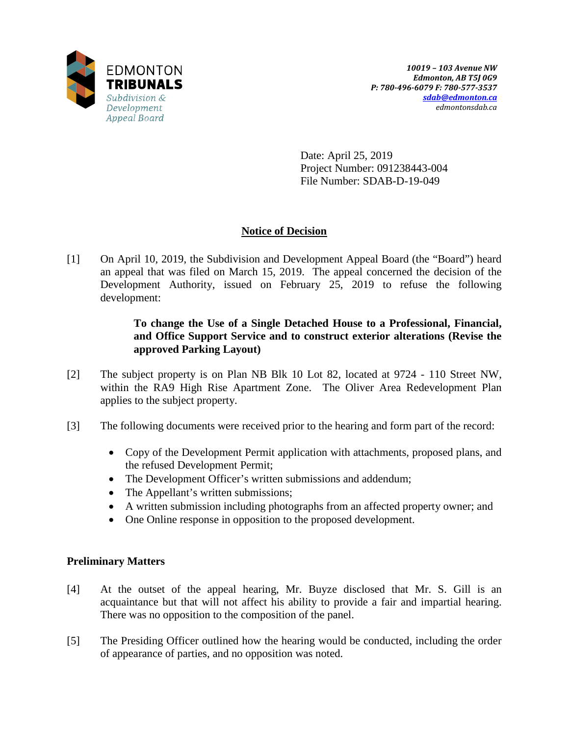EDMONTON
**TRIBUNALS**
*Subdivision & Development Appeal Board*

***10019 – 103 Avenue NW***
***Edmonton, AB T5J 0G9***
***P: 780-496-6079 F: 780-577-3537***
***sdab@edmonton.ca***
*edmontonsdab.ca*

Date: April 25, 2019
Project Number: 091238443-004
File Number: SDAB-D-19-049

## Notice of Decision

[1] On April 10, 2019, the Subdivision and Development Appeal Board (the "Board") heard an appeal that was filed on March 15, 2019. The appeal concerned the decision of the Development Authority, issued on February 25, 2019 to refuse the following development:

> **To change the Use of a Single Detached House to a Professional, Financial, and Office Support Service and to construct exterior alterations (Revise the approved Parking Layout)**

[2] The subject property is on Plan NB Blk 10 Lot 82, located at 9724 - 110 Street NW, within the RA9 High Rise Apartment Zone. The Oliver Area Redevelopment Plan applies to the subject property.

[3] The following documents were received prior to the hearing and form part of the record:

- Copy of the Development Permit application with attachments, proposed plans, and the refused Development Permit;
- The Development Officer's written submissions and addendum;
- The Appellant's written submissions;
- A written submission including photographs from an affected property owner; and
- One Online response in opposition to the proposed development.

### Preliminary Matters

[4] At the outset of the appeal hearing, Mr. Buyze disclosed that Mr. S. Gill is an acquaintance but that will not affect his ability to provide a fair and impartial hearing. There was no opposition to the composition of the panel.

[5] The Presiding Officer outlined how the hearing would be conducted, including the order of appearance of parties, and no opposition was noted.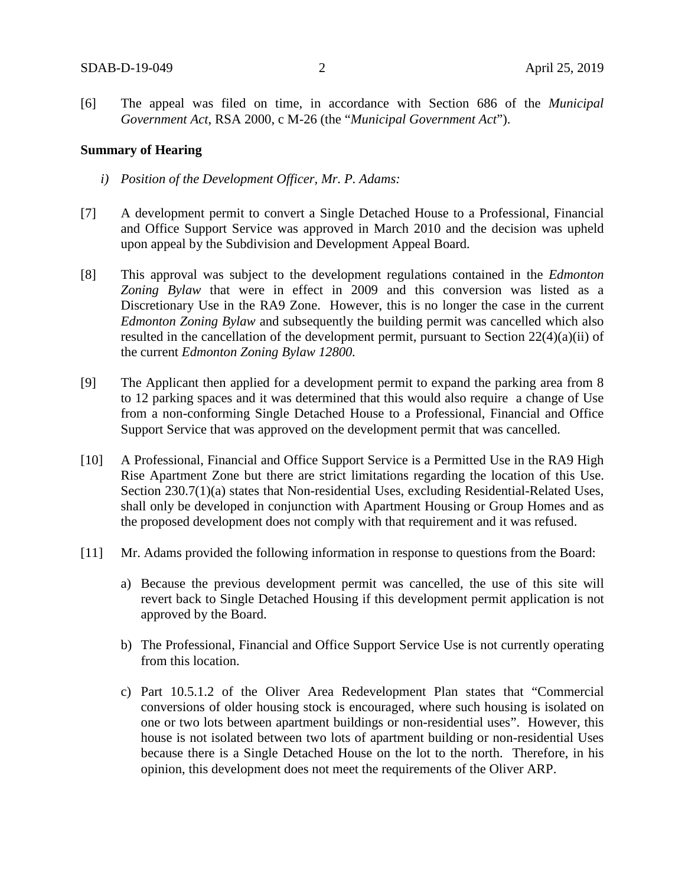[6] The appeal was filed on time, in accordance with Section 686 of the *Municipal Government Act*, RSA 2000, c M-26 (the "*Municipal Government Act*").

**Summary of Hearing**

*i) Position of the Development Officer, Mr. P. Adams:*

[7] A development permit to convert a Single Detached House to a Professional, Financial and Office Support Service was approved in March 2010 and the decision was upheld upon appeal by the Subdivision and Development Appeal Board.

[8] This approval was subject to the development regulations contained in the *Edmonton Zoning Bylaw* that were in effect in 2009 and this conversion was listed as a Discretionary Use in the RA9 Zone. However, this is no longer the case in the current *Edmonton Zoning Bylaw* and subsequently the building permit was cancelled which also resulted in the cancellation of the development permit, pursuant to Section 22(4)(a)(ii) of the current *Edmonton Zoning Bylaw 12800*.

[9] The Applicant then applied for a development permit to expand the parking area from 8 to 12 parking spaces and it was determined that this would also require a change of Use from a non-conforming Single Detached House to a Professional, Financial and Office Support Service that was approved on the development permit that was cancelled.

[10] A Professional, Financial and Office Support Service is a Permitted Use in the RA9 High Rise Apartment Zone but there are strict limitations regarding the location of this Use. Section 230.7(1)(a) states that Non-residential Uses, excluding Residential-Related Uses, shall only be developed in conjunction with Apartment Housing or Group Homes and as the proposed development does not comply with that requirement and it was refused.

[11] Mr. Adams provided the following information in response to questions from the Board:

a) Because the previous development permit was cancelled, the use of this site will revert back to Single Detached Housing if this development permit application is not approved by the Board.

b) The Professional, Financial and Office Support Service Use is not currently operating from this location.

c) Part 10.5.1.2 of the Oliver Area Redevelopment Plan states that "Commercial conversions of older housing stock is encouraged, where such housing is isolated on one or two lots between apartment buildings or non-residential uses". However, this house is not isolated between two lots of apartment building or non-residential Uses because there is a Single Detached House on the lot to the north. Therefore, in his opinion, this development does not meet the requirements of the Oliver ARP.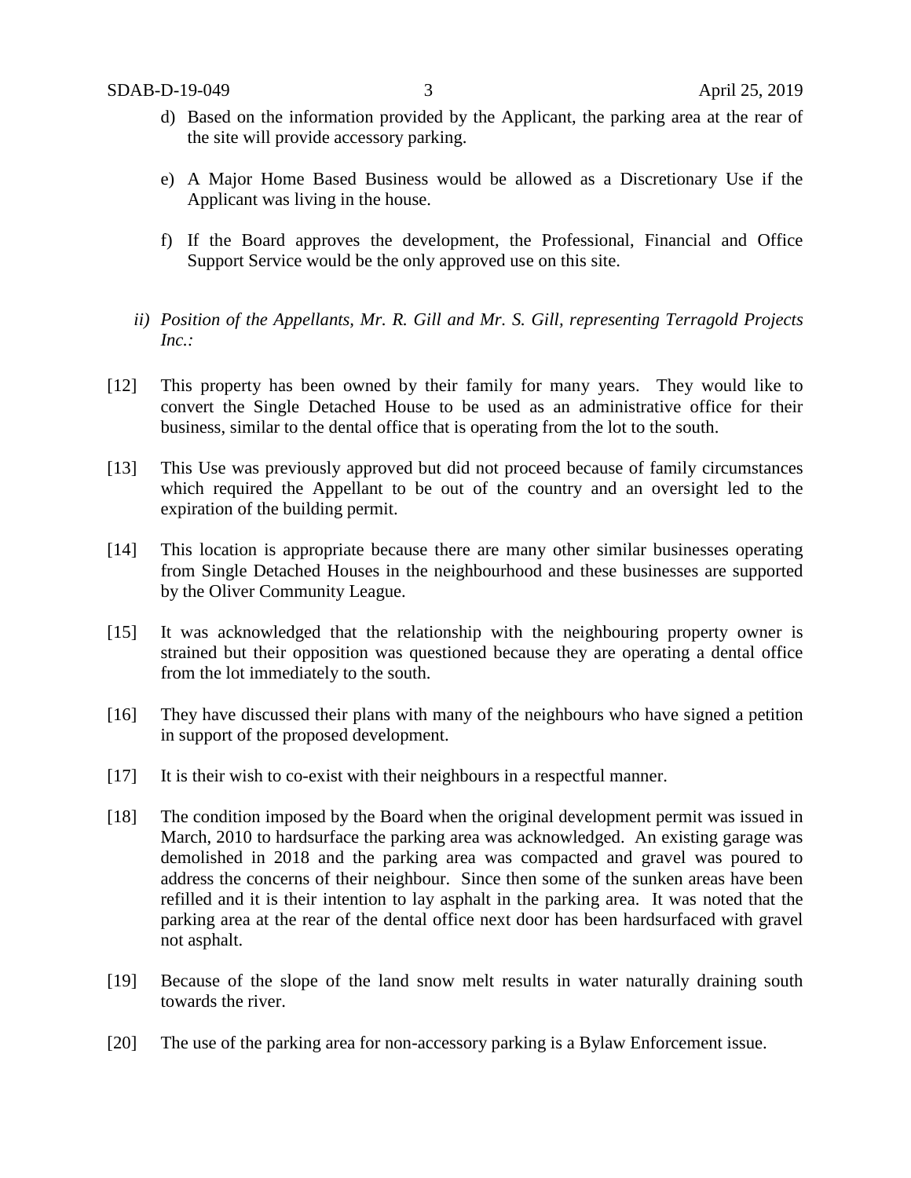d) Based on the information provided by the Applicant, the parking area at the rear of the site will provide accessory parking.

e) A Major Home Based Business would be allowed as a Discretionary Use if the Applicant was living in the house.

f) If the Board approves the development, the Professional, Financial and Office Support Service would be the only approved use on this site.

*ii) Position of the Appellants, Mr. R. Gill and Mr. S. Gill, representing Terragold Projects Inc.:*

[12] This property has been owned by their family for many years. They would like to convert the Single Detached House to be used as an administrative office for their business, similar to the dental office that is operating from the lot to the south.

[13] This Use was previously approved but did not proceed because of family circumstances which required the Appellant to be out of the country and an oversight led to the expiration of the building permit.

[14] This location is appropriate because there are many other similar businesses operating from Single Detached Houses in the neighbourhood and these businesses are supported by the Oliver Community League.

[15] It was acknowledged that the relationship with the neighbouring property owner is strained but their opposition was questioned because they are operating a dental office from the lot immediately to the south.

[16] They have discussed their plans with many of the neighbours who have signed a petition in support of the proposed development.

[17] It is their wish to co-exist with their neighbours in a respectful manner.

[18] The condition imposed by the Board when the original development permit was issued in March, 2010 to hardsurface the parking area was acknowledged. An existing garage was demolished in 2018 and the parking area was compacted and gravel was poured to address the concerns of their neighbour. Since then some of the sunken areas have been refilled and it is their intention to lay asphalt in the parking area. It was noted that the parking area at the rear of the dental office next door has been hardsurfaced with gravel not asphalt.

[19] Because of the slope of the land snow melt results in water naturally draining south towards the river.

[20] The use of the parking area for non-accessory parking is a Bylaw Enforcement issue.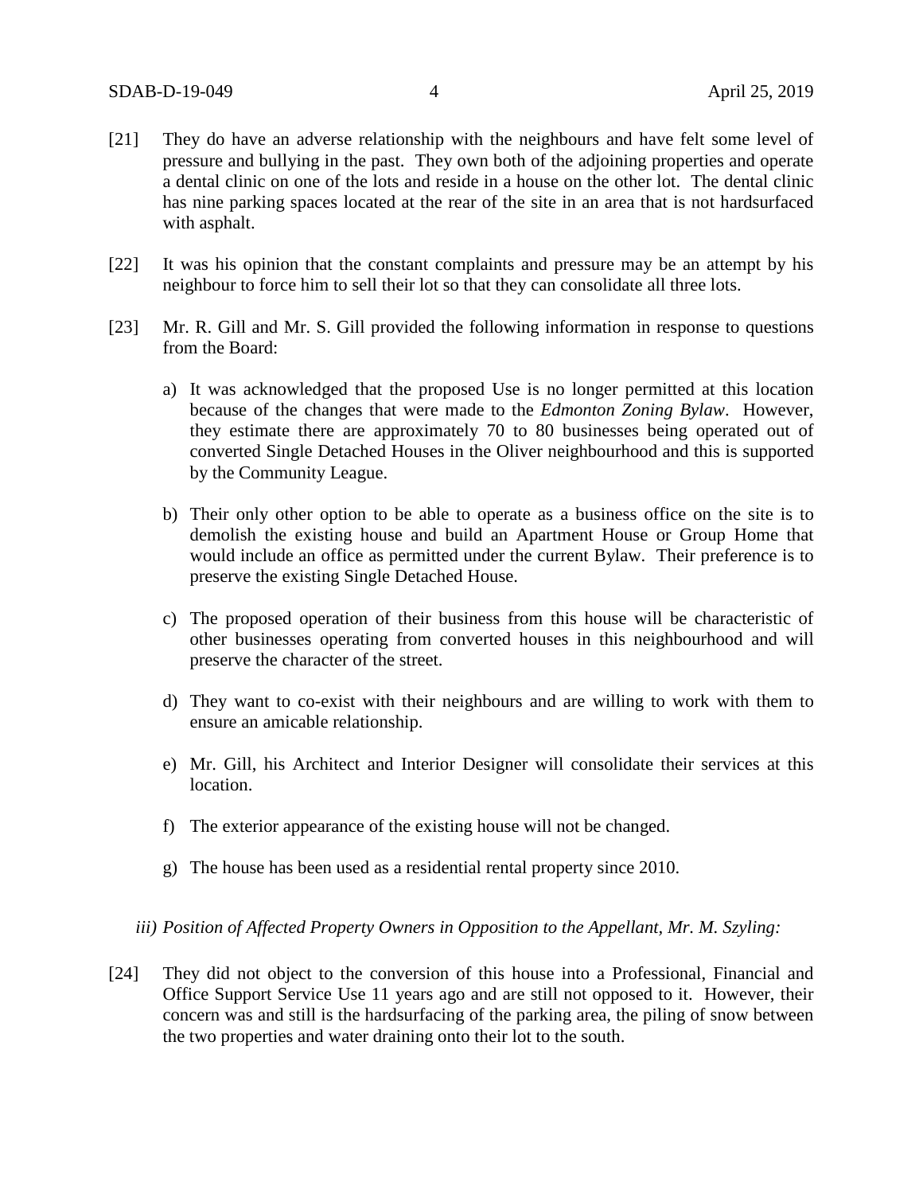[21] They do have an adverse relationship with the neighbours and have felt some level of pressure and bullying in the past. They own both of the adjoining properties and operate a dental clinic on one of the lots and reside in a house on the other lot. The dental clinic has nine parking spaces located at the rear of the site in an area that is not hardsurfaced with asphalt.

[22] It was his opinion that the constant complaints and pressure may be an attempt by his neighbour to force him to sell their lot so that they can consolidate all three lots.

[23] Mr. R. Gill and Mr. S. Gill provided the following information in response to questions from the Board:

a) It was acknowledged that the proposed Use is no longer permitted at this location because of the changes that were made to the *Edmonton Zoning Bylaw*. However, they estimate there are approximately 70 to 80 businesses being operated out of converted Single Detached Houses in the Oliver neighbourhood and this is supported by the Community League.

b) Their only other option to be able to operate as a business office on the site is to demolish the existing house and build an Apartment House or Group Home that would include an office as permitted under the current Bylaw. Their preference is to preserve the existing Single Detached House.

c) The proposed operation of their business from this house will be characteristic of other businesses operating from converted houses in this neighbourhood and will preserve the character of the street.

d) They want to co-exist with their neighbours and are willing to work with them to ensure an amicable relationship.

e) Mr. Gill, his Architect and Interior Designer will consolidate their services at this location.

f) The exterior appearance of the existing house will not be changed.

g) The house has been used as a residential rental property since 2010.

*iii) Position of Affected Property Owners in Opposition to the Appellant, Mr. M. Szyling:*

[24] They did not object to the conversion of this house into a Professional, Financial and Office Support Service Use 11 years ago and are still not opposed to it. However, their concern was and still is the hardsurfacing of the parking area, the piling of snow between the two properties and water draining onto their lot to the south.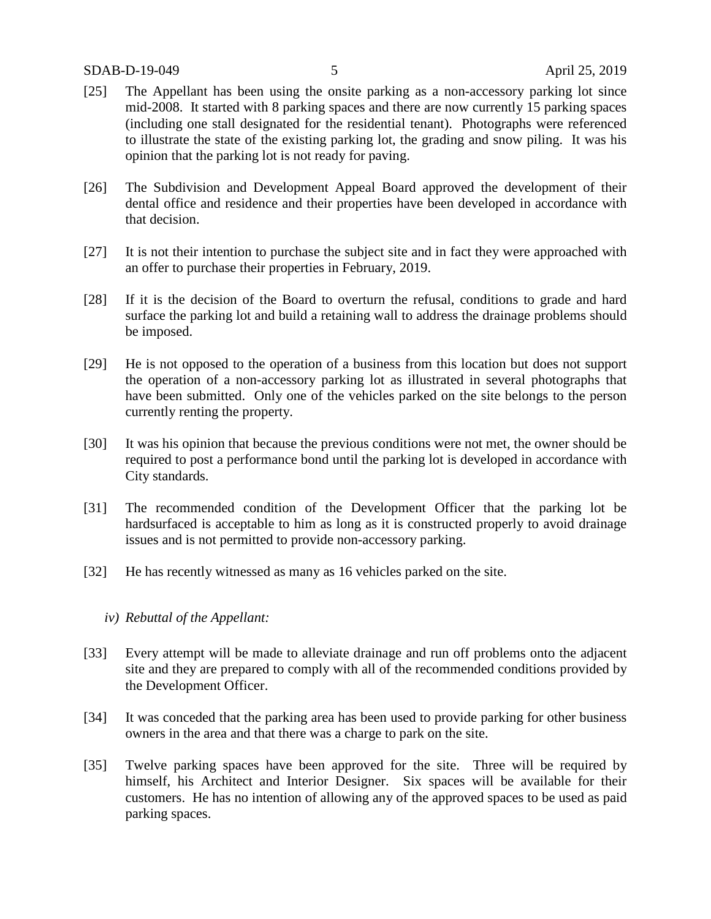[25] The Appellant has been using the onsite parking as a non-accessory parking lot since mid-2008. It started with 8 parking spaces and there are now currently 15 parking spaces (including one stall designated for the residential tenant). Photographs were referenced to illustrate the state of the existing parking lot, the grading and snow piling. It was his opinion that the parking lot is not ready for paving.

[26] The Subdivision and Development Appeal Board approved the development of their dental office and residence and their properties have been developed in accordance with that decision.

[27] It is not their intention to purchase the subject site and in fact they were approached with an offer to purchase their properties in February, 2019.

[28] If it is the decision of the Board to overturn the refusal, conditions to grade and hard surface the parking lot and build a retaining wall to address the drainage problems should be imposed.

[29] He is not opposed to the operation of a business from this location but does not support the operation of a non-accessory parking lot as illustrated in several photographs that have been submitted. Only one of the vehicles parked on the site belongs to the person currently renting the property.

[30] It was his opinion that because the previous conditions were not met, the owner should be required to post a performance bond until the parking lot is developed in accordance with City standards.

[31] The recommended condition of the Development Officer that the parking lot be hardsurfaced is acceptable to him as long as it is constructed properly to avoid drainage issues and is not permitted to provide non-accessory parking.

[32] He has recently witnessed as many as 16 vehicles parked on the site.

*iv) Rebuttal of the Appellant:*

[33] Every attempt will be made to alleviate drainage and run off problems onto the adjacent site and they are prepared to comply with all of the recommended conditions provided by the Development Officer.

[34] It was conceded that the parking area has been used to provide parking for other business owners in the area and that there was a charge to park on the site.

[35] Twelve parking spaces have been approved for the site. Three will be required by himself, his Architect and Interior Designer. Six spaces will be available for their customers. He has no intention of allowing any of the approved spaces to be used as paid parking spaces.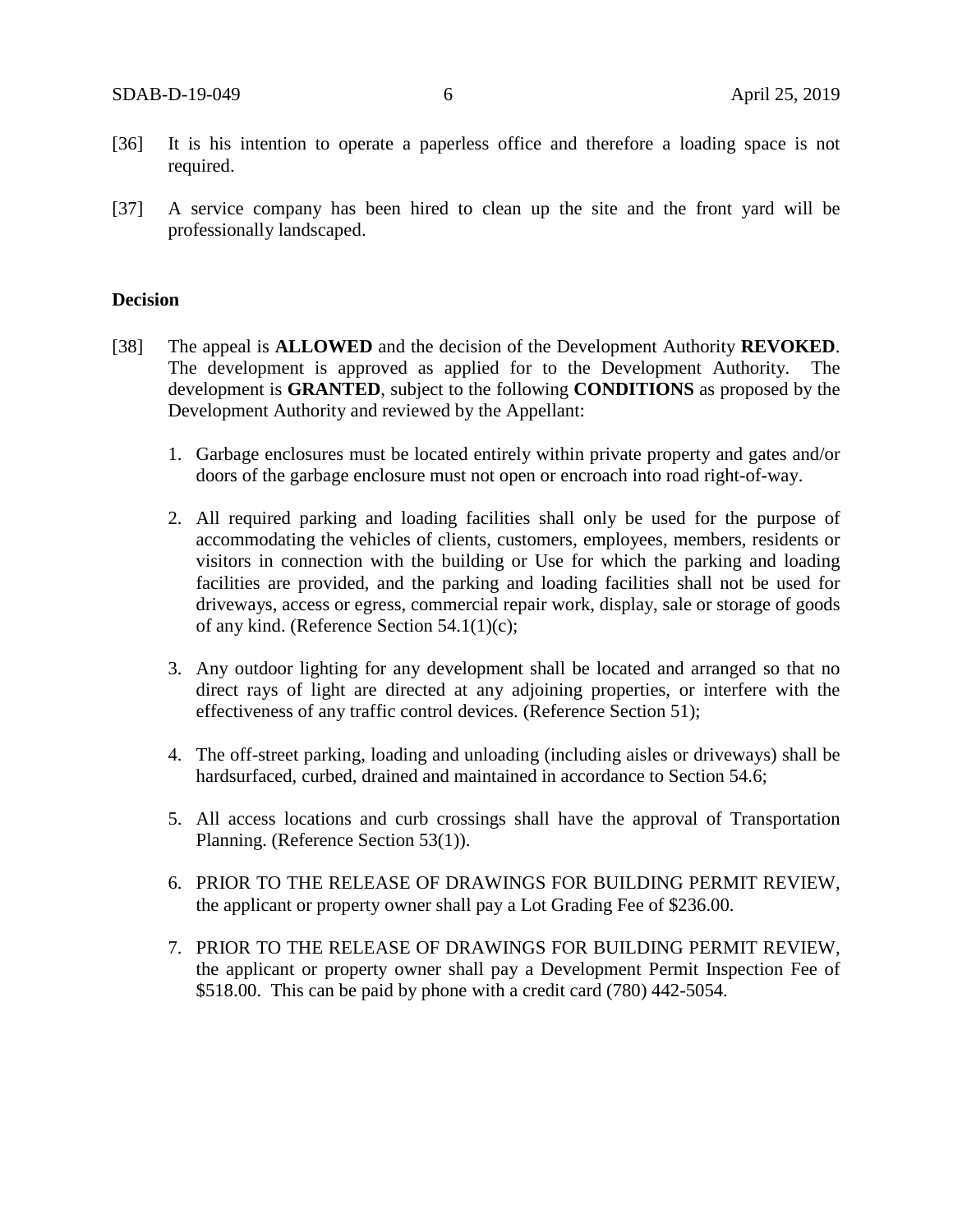[36] It is his intention to operate a paperless office and therefore a loading space is not required.

[37] A service company has been hired to clean up the site and the front yard will be professionally landscaped.

**Decision**

[38] The appeal is **ALLOWED** and the decision of the Development Authority **REVOKED**. The development is approved as applied for to the Development Authority. The development is **GRANTED**, subject to the following **CONDITIONS** as proposed by the Development Authority and reviewed by the Appellant:

1. Garbage enclosures must be located entirely within private property and gates and/or doors of the garbage enclosure must not open or encroach into road right-of-way.

2. All required parking and loading facilities shall only be used for the purpose of accommodating the vehicles of clients, customers, employees, members, residents or visitors in connection with the building or Use for which the parking and loading facilities are provided, and the parking and loading facilities shall not be used for driveways, access or egress, commercial repair work, display, sale or storage of goods of any kind. (Reference Section 54.1(1)(c);

3. Any outdoor lighting for any development shall be located and arranged so that no direct rays of light are directed at any adjoining properties, or interfere with the effectiveness of any traffic control devices. (Reference Section 51);

4. The off-street parking, loading and unloading (including aisles or driveways) shall be hardsurfaced, curbed, drained and maintained in accordance to Section 54.6;

5. All access locations and curb crossings shall have the approval of Transportation Planning. (Reference Section 53(1)).

6. PRIOR TO THE RELEASE OF DRAWINGS FOR BUILDING PERMIT REVIEW, the applicant or property owner shall pay a Lot Grading Fee of $236.00.

7. PRIOR TO THE RELEASE OF DRAWINGS FOR BUILDING PERMIT REVIEW, the applicant or property owner shall pay a Development Permit Inspection Fee of $518.00. This can be paid by phone with a credit card (780) 442-5054.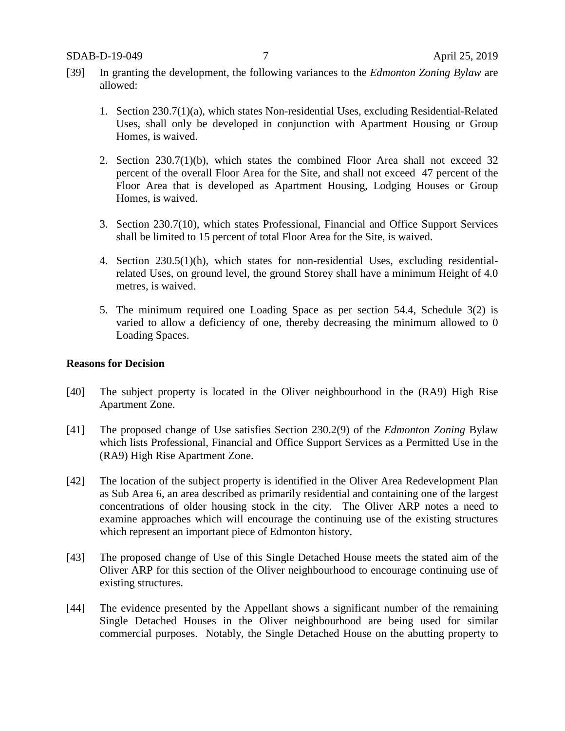[39] In granting the development, the following variances to the *Edmonton Zoning Bylaw* are allowed:

1. Section 230.7(1)(a), which states Non-residential Uses, excluding Residential-Related Uses, shall only be developed in conjunction with Apartment Housing or Group Homes, is waived.

2. Section 230.7(1)(b), which states the combined Floor Area shall not exceed 32 percent of the overall Floor Area for the Site, and shall not exceed 47 percent of the Floor Area that is developed as Apartment Housing, Lodging Houses or Group Homes, is waived.

3. Section 230.7(10), which states Professional, Financial and Office Support Services shall be limited to 15 percent of total Floor Area for the Site, is waived.

4. Section 230.5(1)(h), which states for non-residential Uses, excluding residential-related Uses, on ground level, the ground Storey shall have a minimum Height of 4.0 metres, is waived.

5. The minimum required one Loading Space as per section 54.4, Schedule 3(2) is varied to allow a deficiency of one, thereby decreasing the minimum allowed to 0 Loading Spaces.

**Reasons for Decision**

[40] The subject property is located in the Oliver neighbourhood in the (RA9) High Rise Apartment Zone.

[41] The proposed change of Use satisfies Section 230.2(9) of the *Edmonton Zoning* Bylaw which lists Professional, Financial and Office Support Services as a Permitted Use in the (RA9) High Rise Apartment Zone.

[42] The location of the subject property is identified in the Oliver Area Redevelopment Plan as Sub Area 6, an area described as primarily residential and containing one of the largest concentrations of older housing stock in the city. The Oliver ARP notes a need to examine approaches which will encourage the continuing use of the existing structures which represent an important piece of Edmonton history.

[43] The proposed change of Use of this Single Detached House meets the stated aim of the Oliver ARP for this section of the Oliver neighbourhood to encourage continuing use of existing structures.

[44] The evidence presented by the Appellant shows a significant number of the remaining Single Detached Houses in the Oliver neighbourhood are being used for similar commercial purposes. Notably, the Single Detached House on the abutting property to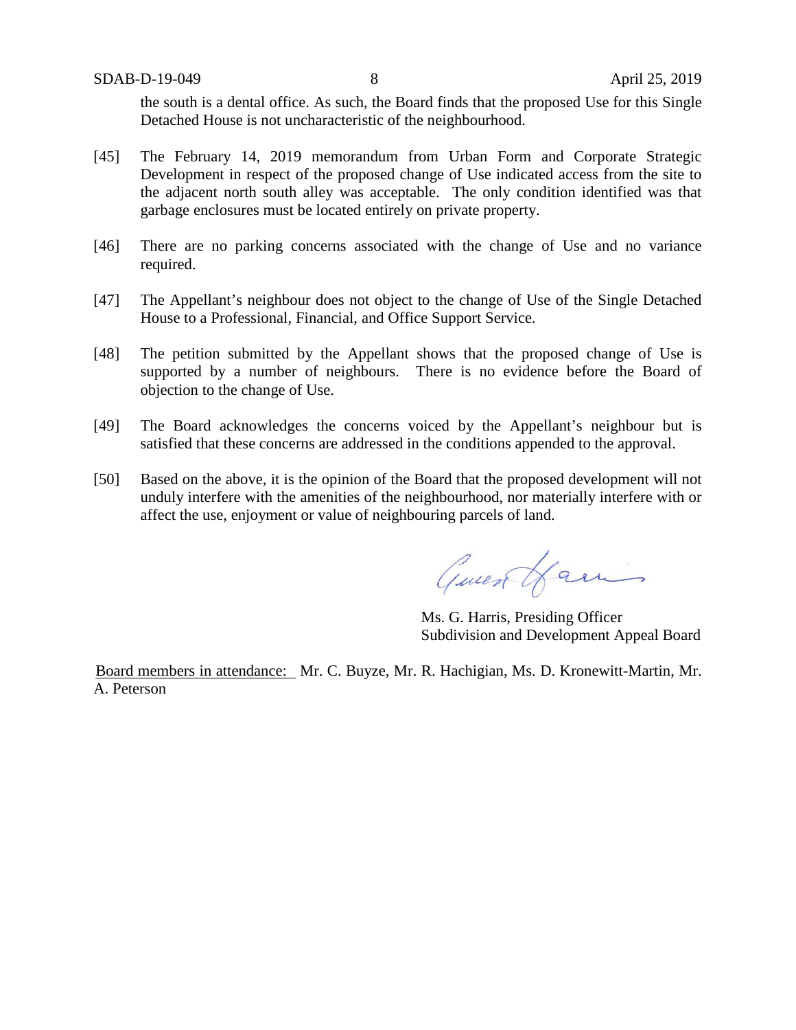the south is a dental office. As such, the Board finds that the proposed Use for this Single Detached House is not uncharacteristic of the neighbourhood.

[45] The February 14, 2019 memorandum from Urban Form and Corporate Strategic Development in respect of the proposed change of Use indicated access from the site to the adjacent north south alley was acceptable. The only condition identified was that garbage enclosures must be located entirely on private property.

[46] There are no parking concerns associated with the change of Use and no variance required.

[47] The Appellant's neighbour does not object to the change of Use of the Single Detached House to a Professional, Financial, and Office Support Service.

[48] The petition submitted by the Appellant shows that the proposed change of Use is supported by a number of neighbours. There is no evidence before the Board of objection to the change of Use.

[49] The Board acknowledges the concerns voiced by the Appellant's neighbour but is satisfied that these concerns are addressed in the conditions appended to the approval.

[50] Based on the above, it is the opinion of the Board that the proposed development will not unduly interfere with the amenities of the neighbourhood, nor materially interfere with or affect the use, enjoyment or value of neighbouring parcels of land.

Ms. G. Harris, Presiding Officer
Subdivision and Development Appeal Board

Board members in attendance: Mr. C. Buyze, Mr. R. Hachigian, Ms. D. Kronewitt-Martin, Mr. A. Peterson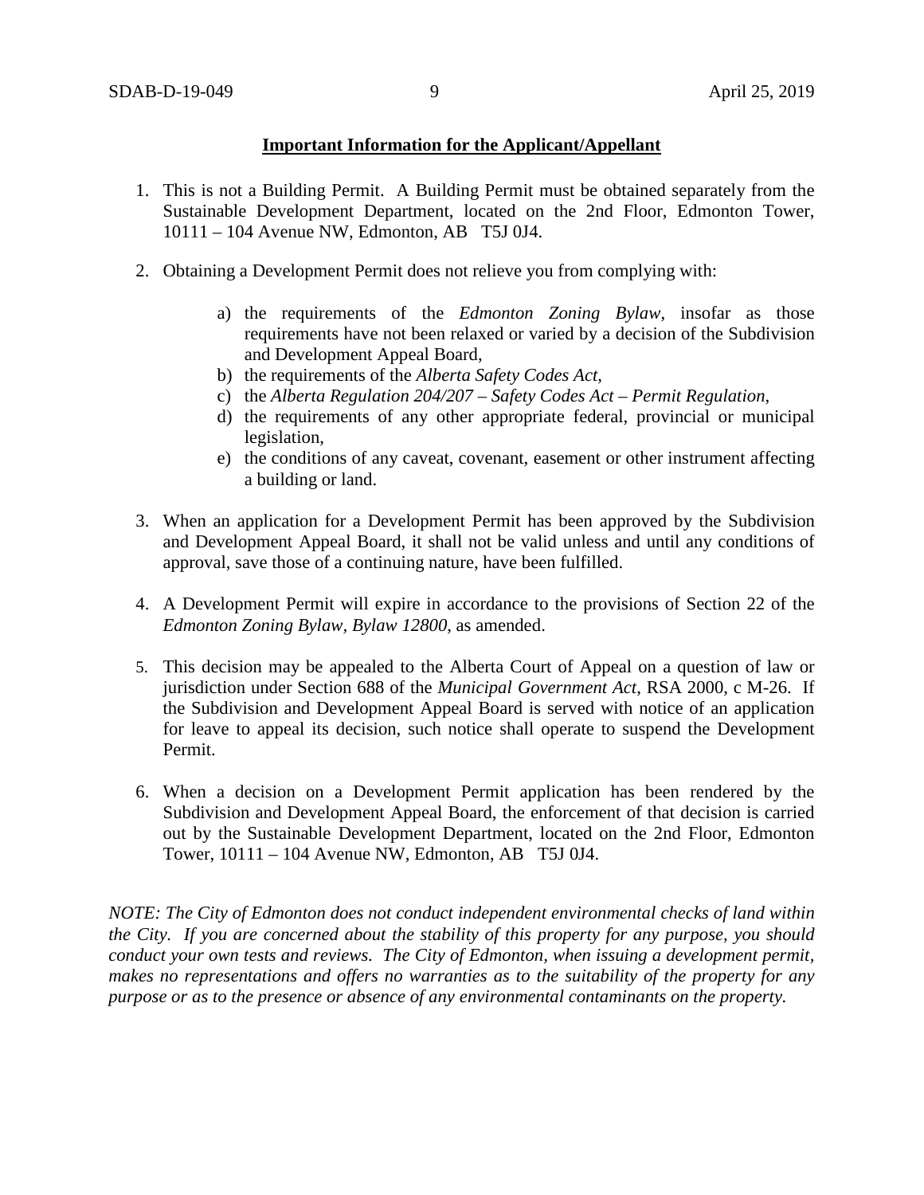**Important Information for the Applicant/Appellant**

1. This is not a Building Permit. A Building Permit must be obtained separately from the Sustainable Development Department, located on the 2nd Floor, Edmonton Tower, 10111 – 104 Avenue NW, Edmonton, AB T5J 0J4.

2. Obtaining a Development Permit does not relieve you from complying with:

   a) the requirements of the *Edmonton Zoning Bylaw*, insofar as those requirements have not been relaxed or varied by a decision of the Subdivision and Development Appeal Board,
   b) the requirements of the *Alberta Safety Codes Act*,
   c) the *Alberta Regulation 204/207 – Safety Codes Act – Permit Regulation*,
   d) the requirements of any other appropriate federal, provincial or municipal legislation,
   e) the conditions of any caveat, covenant, easement or other instrument affecting a building or land.

3. When an application for a Development Permit has been approved by the Subdivision and Development Appeal Board, it shall not be valid unless and until any conditions of approval, save those of a continuing nature, have been fulfilled.

4. A Development Permit will expire in accordance to the provisions of Section 22 of the *Edmonton Zoning Bylaw, Bylaw 12800*, as amended.

5. This decision may be appealed to the Alberta Court of Appeal on a question of law or jurisdiction under Section 688 of the *Municipal Government Act*, RSA 2000, c M-26. If the Subdivision and Development Appeal Board is served with notice of an application for leave to appeal its decision, such notice shall operate to suspend the Development Permit.

6. When a decision on a Development Permit application has been rendered by the Subdivision and Development Appeal Board, the enforcement of that decision is carried out by the Sustainable Development Department, located on the 2nd Floor, Edmonton Tower, 10111 – 104 Avenue NW, Edmonton, AB T5J 0J4.

*NOTE: The City of Edmonton does not conduct independent environmental checks of land within the City. If you are concerned about the stability of this property for any purpose, you should conduct your own tests and reviews. The City of Edmonton, when issuing a development permit, makes no representations and offers no warranties as to the suitability of the property for any purpose or as to the presence or absence of any environmental contaminants on the property.*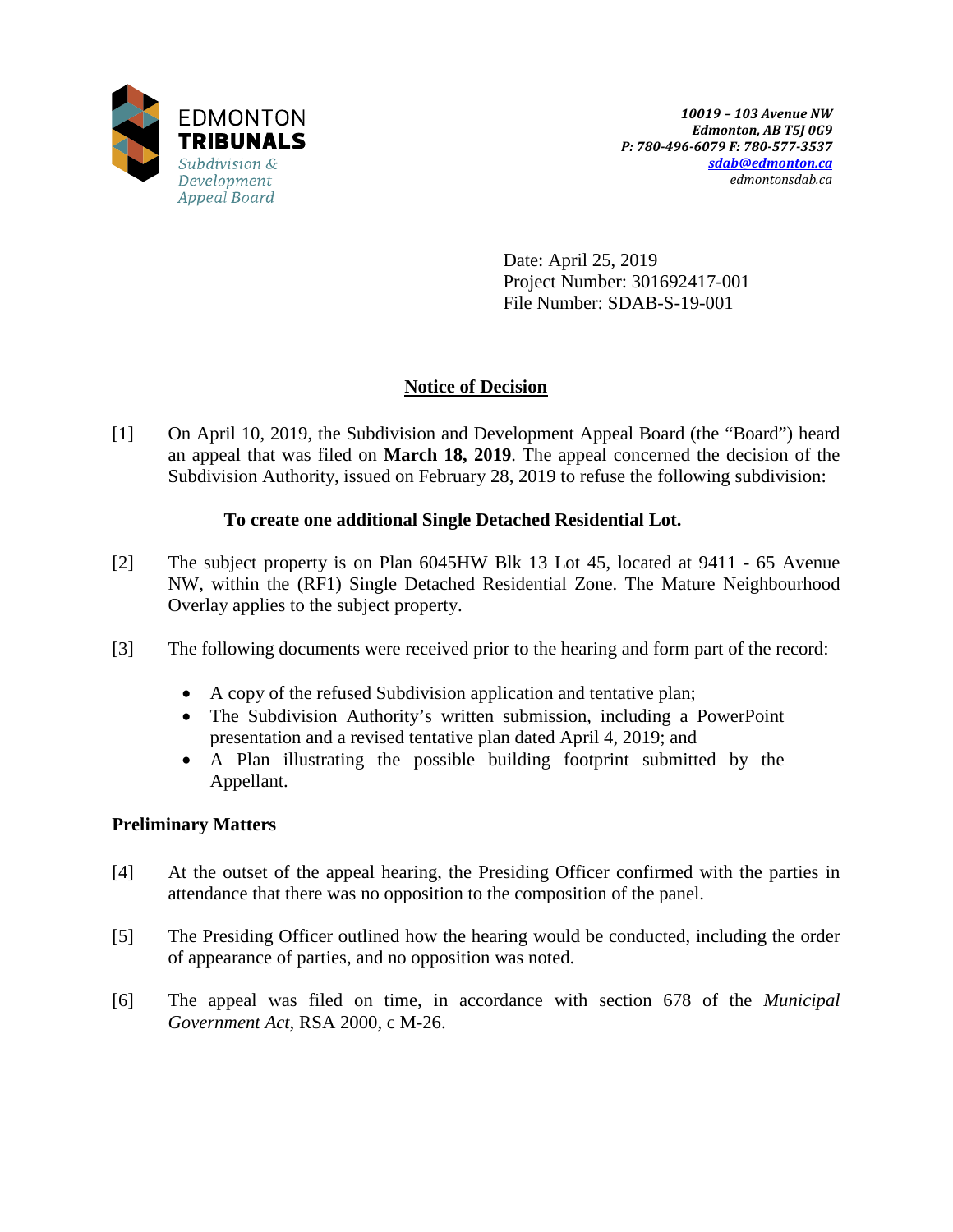EDMONTON
**TRIBUNALS**
*Subdivision & Development Appeal Board*

***10019 – 103 Avenue NW***
***Edmonton, AB T5J 0G9***
***P: 780-496-6079 F: 780-577-3537***
***sdab@edmonton.ca***
*edmontonsdab.ca*

Date: April 25, 2019
Project Number: 301692417-001
File Number: SDAB-S-19-001

## Notice of Decision

[1] On April 10, 2019, the Subdivision and Development Appeal Board (the "Board") heard an appeal that was filed on **March 18, 2019**. The appeal concerned the decision of the Subdivision Authority, issued on February 28, 2019 to refuse the following subdivision:

**To create one additional Single Detached Residential Lot.**

[2] The subject property is on Plan 6045HW Blk 13 Lot 45, located at 9411 - 65 Avenue NW, within the (RF1) Single Detached Residential Zone. The Mature Neighbourhood Overlay applies to the subject property.

[3] The following documents were received prior to the hearing and form part of the record:

- A copy of the refused Subdivision application and tentative plan;
- The Subdivision Authority's written submission, including a PowerPoint presentation and a revised tentative plan dated April 4, 2019; and
- A Plan illustrating the possible building footprint submitted by the Appellant.

### Preliminary Matters

[4] At the outset of the appeal hearing, the Presiding Officer confirmed with the parties in attendance that there was no opposition to the composition of the panel.

[5] The Presiding Officer outlined how the hearing would be conducted, including the order of appearance of parties, and no opposition was noted.

[6] The appeal was filed on time, in accordance with section 678 of the *Municipal Government Act*, RSA 2000, c M-26.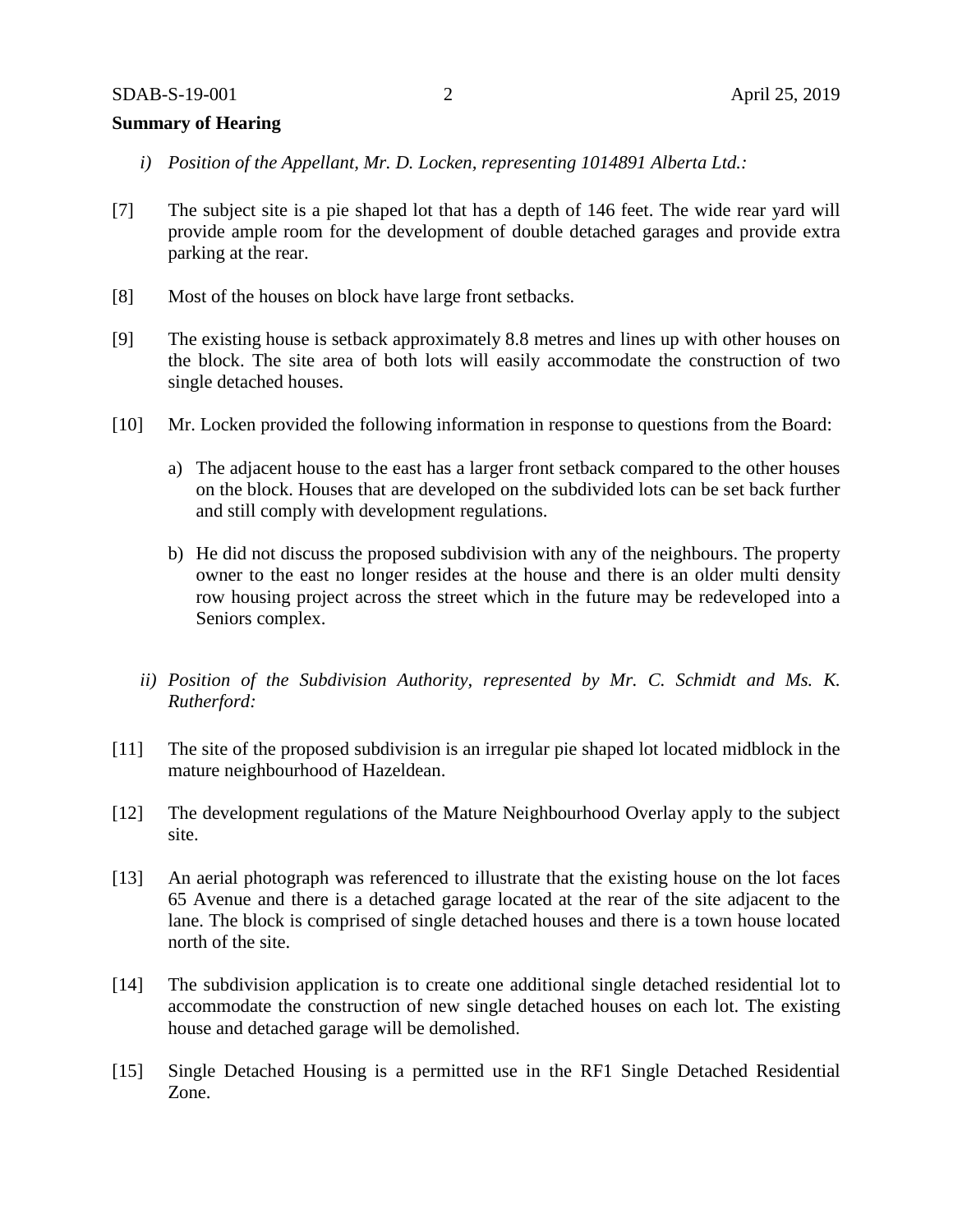**Summary of Hearing**

*i) Position of the Appellant, Mr. D. Locken, representing 1014891 Alberta Ltd.:*

[7] The subject site is a pie shaped lot that has a depth of 146 feet. The wide rear yard will provide ample room for the development of double detached garages and provide extra parking at the rear.

[8] Most of the houses on block have large front setbacks.

[9] The existing house is setback approximately 8.8 metres and lines up with other houses on the block. The site area of both lots will easily accommodate the construction of two single detached houses.

[10] Mr. Locken provided the following information in response to questions from the Board:

a) The adjacent house to the east has a larger front setback compared to the other houses on the block. Houses that are developed on the subdivided lots can be set back further and still comply with development regulations.

b) He did not discuss the proposed subdivision with any of the neighbours. The property owner to the east no longer resides at the house and there is an older multi density row housing project across the street which in the future may be redeveloped into a Seniors complex.

*ii) Position of the Subdivision Authority, represented by Mr. C. Schmidt and Ms. K. Rutherford:*

[11] The site of the proposed subdivision is an irregular pie shaped lot located midblock in the mature neighbourhood of Hazeldean.

[12] The development regulations of the Mature Neighbourhood Overlay apply to the subject site.

[13] An aerial photograph was referenced to illustrate that the existing house on the lot faces 65 Avenue and there is a detached garage located at the rear of the site adjacent to the lane. The block is comprised of single detached houses and there is a town house located north of the site.

[14] The subdivision application is to create one additional single detached residential lot to accommodate the construction of new single detached houses on each lot. The existing house and detached garage will be demolished.

[15] Single Detached Housing is a permitted use in the RF1 Single Detached Residential Zone.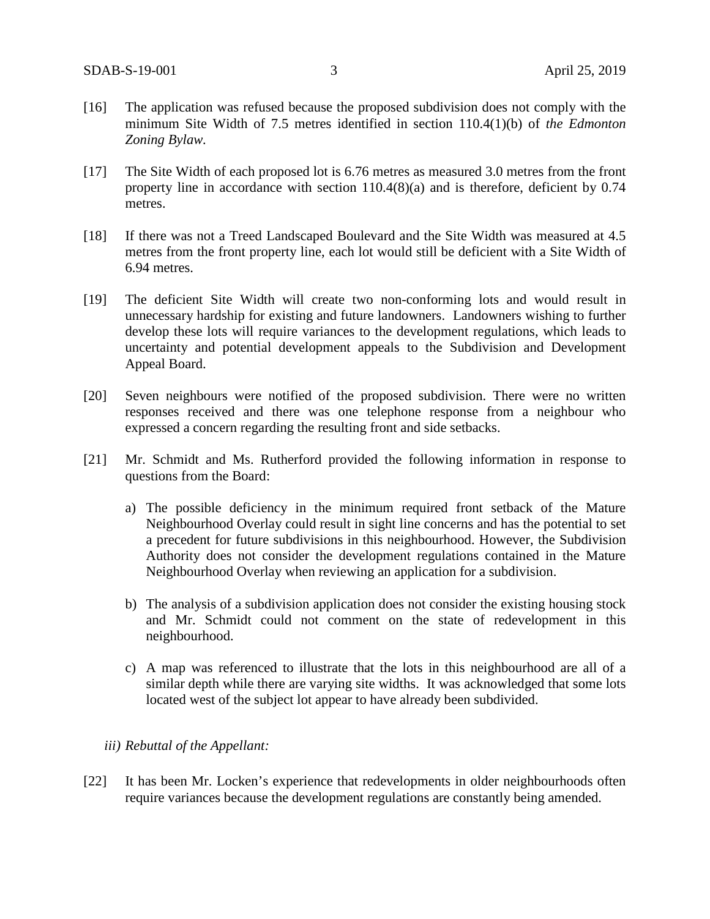[16] The application was refused because the proposed subdivision does not comply with the minimum Site Width of 7.5 metres identified in section 110.4(1)(b) of *the Edmonton Zoning Bylaw.*

[17] The Site Width of each proposed lot is 6.76 metres as measured 3.0 metres from the front property line in accordance with section 110.4(8)(a) and is therefore, deficient by 0.74 metres.

[18] If there was not a Treed Landscaped Boulevard and the Site Width was measured at 4.5 metres from the front property line, each lot would still be deficient with a Site Width of 6.94 metres.

[19] The deficient Site Width will create two non-conforming lots and would result in unnecessary hardship for existing and future landowners. Landowners wishing to further develop these lots will require variances to the development regulations, which leads to uncertainty and potential development appeals to the Subdivision and Development Appeal Board.

[20] Seven neighbours were notified of the proposed subdivision. There were no written responses received and there was one telephone response from a neighbour who expressed a concern regarding the resulting front and side setbacks.

[21] Mr. Schmidt and Ms. Rutherford provided the following information in response to questions from the Board:

a) The possible deficiency in the minimum required front setback of the Mature Neighbourhood Overlay could result in sight line concerns and has the potential to set a precedent for future subdivisions in this neighbourhood. However, the Subdivision Authority does not consider the development regulations contained in the Mature Neighbourhood Overlay when reviewing an application for a subdivision.

b) The analysis of a subdivision application does not consider the existing housing stock and Mr. Schmidt could not comment on the state of redevelopment in this neighbourhood.

c) A map was referenced to illustrate that the lots in this neighbourhood are all of a similar depth while there are varying site widths. It was acknowledged that some lots located west of the subject lot appear to have already been subdivided.

*iii) Rebuttal of the Appellant:*

[22] It has been Mr. Locken's experience that redevelopments in older neighbourhoods often require variances because the development regulations are constantly being amended.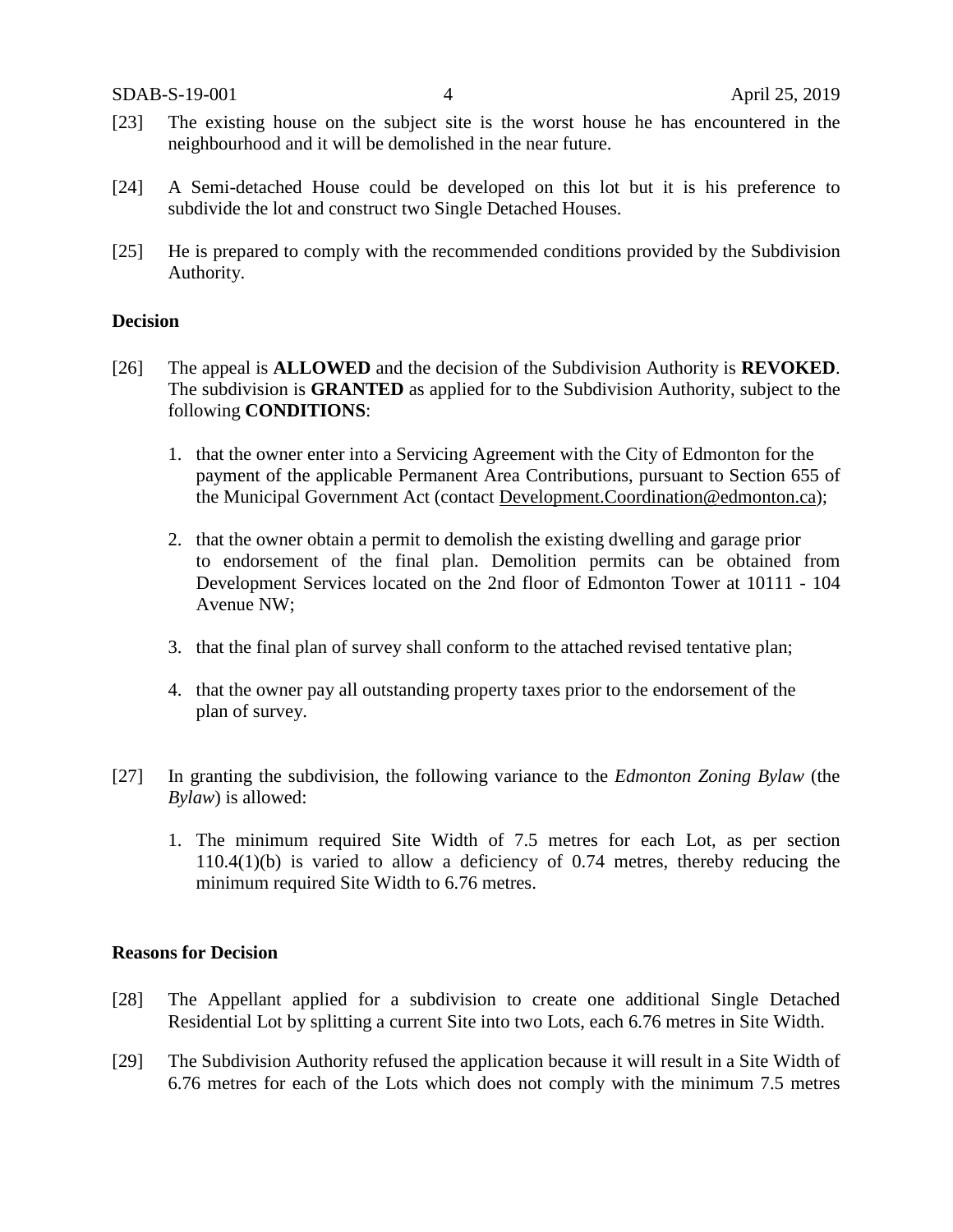[23] The existing house on the subject site is the worst house he has encountered in the neighbourhood and it will be demolished in the near future.

[24] A Semi-detached House could be developed on this lot but it is his preference to subdivide the lot and construct two Single Detached Houses.

[25] He is prepared to comply with the recommended conditions provided by the Subdivision Authority.

## Decision

[26] The appeal is **ALLOWED** and the decision of the Subdivision Authority is **REVOKED**. The subdivision is **GRANTED** as applied for to the Subdivision Authority, subject to the following **CONDITIONS**:

1. that the owner enter into a Servicing Agreement with the City of Edmonton for the payment of the applicable Permanent Area Contributions, pursuant to Section 655 of the Municipal Government Act (contact Development.Coordination@edmonton.ca);
2. that the owner obtain a permit to demolish the existing dwelling and garage prior to endorsement of the final plan. Demolition permits can be obtained from Development Services located on the 2nd floor of Edmonton Tower at 10111 - 104 Avenue NW;
3. that the final plan of survey shall conform to the attached revised tentative plan;
4. that the owner pay all outstanding property taxes prior to the endorsement of the plan of survey.

[27] In granting the subdivision, the following variance to the *Edmonton Zoning Bylaw* (the *Bylaw*) is allowed:

1. The minimum required Site Width of 7.5 metres for each Lot, as per section 110.4(1)(b) is varied to allow a deficiency of 0.74 metres, thereby reducing the minimum required Site Width to 6.76 metres.

## Reasons for Decision

[28] The Appellant applied for a subdivision to create one additional Single Detached Residential Lot by splitting a current Site into two Lots, each 6.76 metres in Site Width.

[29] The Subdivision Authority refused the application because it will result in a Site Width of 6.76 metres for each of the Lots which does not comply with the minimum 7.5 metres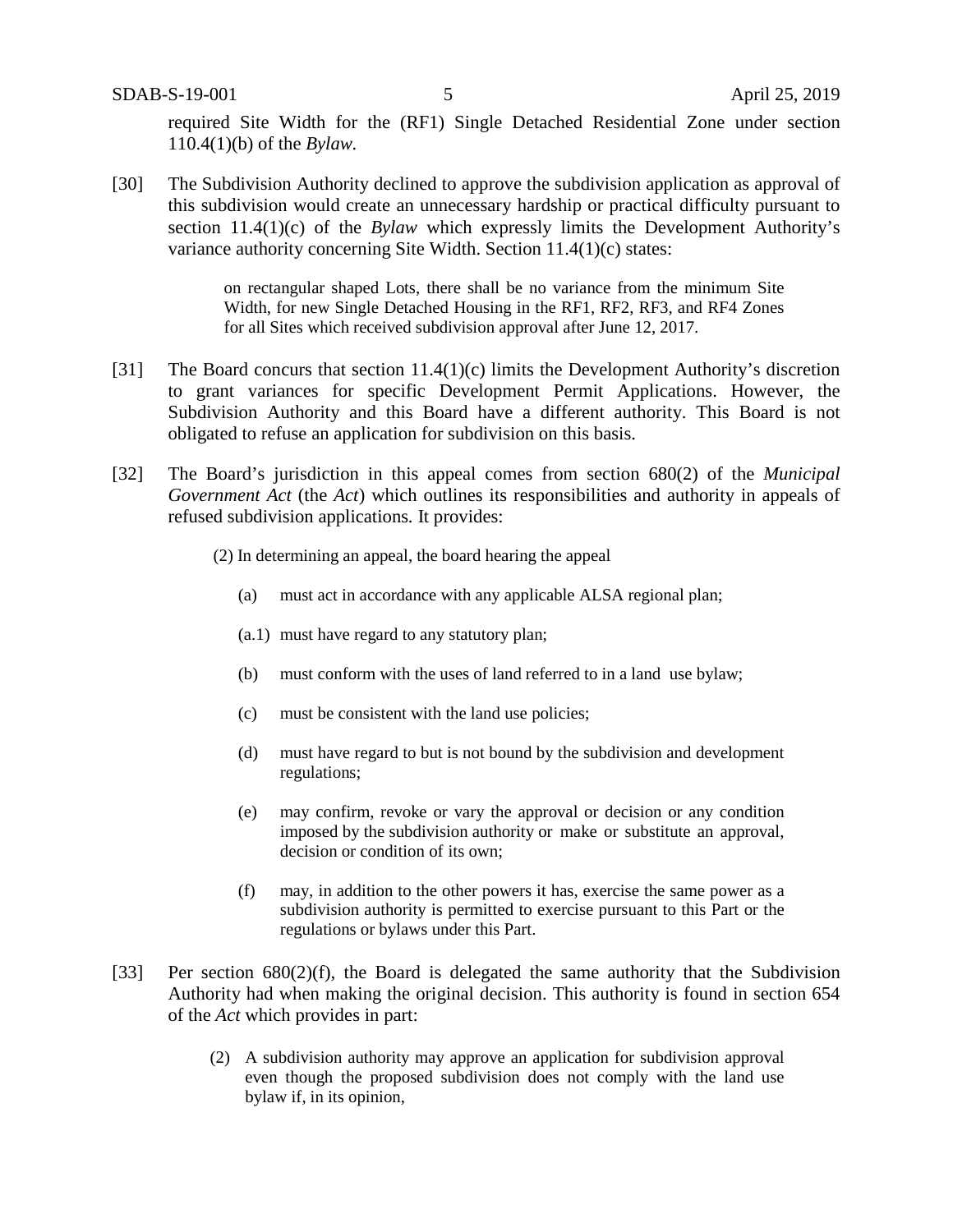required Site Width for the (RF1) Single Detached Residential Zone under section 110.4(1)(b) of the *Bylaw.*

[30] The Subdivision Authority declined to approve the subdivision application as approval of this subdivision would create an unnecessary hardship or practical difficulty pursuant to section 11.4(1)(c) of the *Bylaw* which expressly limits the Development Authority's variance authority concerning Site Width. Section 11.4(1)(c) states:

> on rectangular shaped Lots, there shall be no variance from the minimum Site Width, for new Single Detached Housing in the RF1, RF2, RF3, and RF4 Zones for all Sites which received subdivision approval after June 12, 2017.

[31] The Board concurs that section 11.4(1)(c) limits the Development Authority's discretion to grant variances for specific Development Permit Applications. However, the Subdivision Authority and this Board have a different authority. This Board is not obligated to refuse an application for subdivision on this basis.

[32] The Board's jurisdiction in this appeal comes from section 680(2) of the *Municipal Government Act* (the *Act*) which outlines its responsibilities and authority in appeals of refused subdivision applications. It provides:

> (2) In determining an appeal, the board hearing the appeal
>
> (a) must act in accordance with any applicable ALSA regional plan;
>
> (a.1) must have regard to any statutory plan;
>
> (b) must conform with the uses of land referred to in a land use bylaw;
>
> (c) must be consistent with the land use policies;
>
> (d) must have regard to but is not bound by the subdivision and development regulations;
>
> (e) may confirm, revoke or vary the approval or decision or any condition imposed by the subdivision authority or make or substitute an approval, decision or condition of its own;
>
> (f) may, in addition to the other powers it has, exercise the same power as a subdivision authority is permitted to exercise pursuant to this Part or the regulations or bylaws under this Part.

[33] Per section 680(2)(f), the Board is delegated the same authority that the Subdivision Authority had when making the original decision. This authority is found in section 654 of the *Act* which provides in part:

> (2) A subdivision authority may approve an application for subdivision approval even though the proposed subdivision does not comply with the land use bylaw if, in its opinion,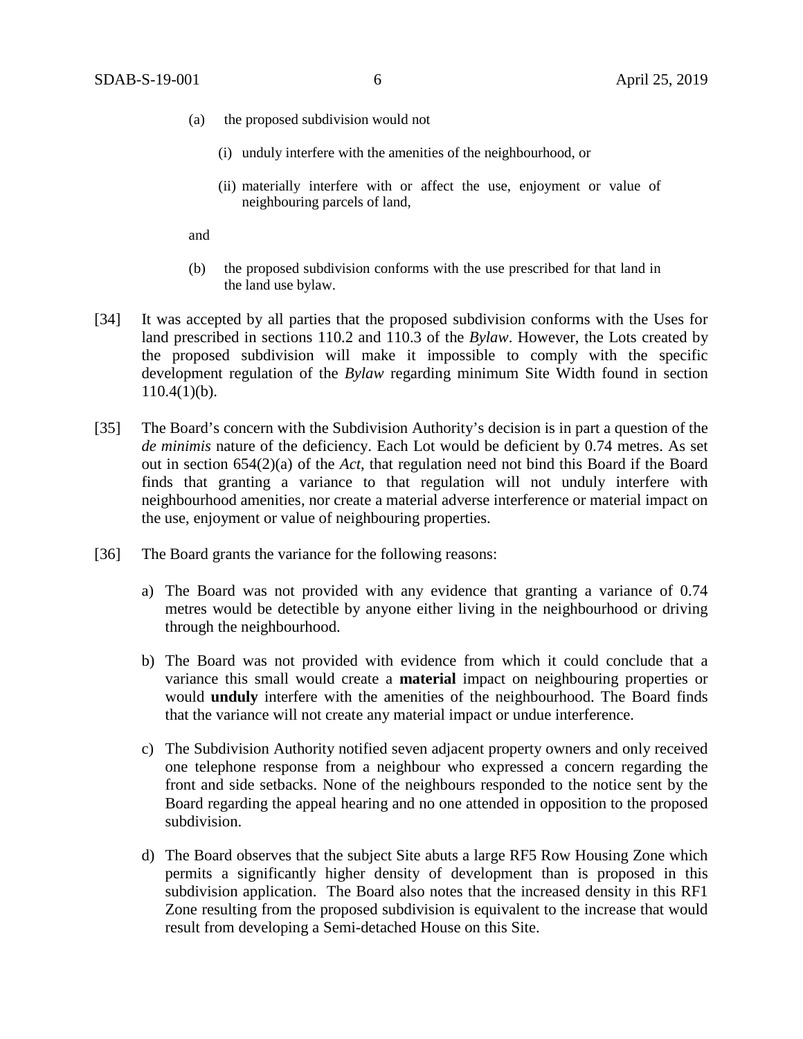(a) the proposed subdivision would not

  (i) unduly interfere with the amenities of the neighbourhood, or

  (ii) materially interfere with or affect the use, enjoyment or value of neighbouring parcels of land,

and

(b) the proposed subdivision conforms with the use prescribed for that land in the land use bylaw.

[34] It was accepted by all parties that the proposed subdivision conforms with the Uses for land prescribed in sections 110.2 and 110.3 of the *Bylaw*. However, the Lots created by the proposed subdivision will make it impossible to comply with the specific development regulation of the *Bylaw* regarding minimum Site Width found in section 110.4(1)(b).

[35] The Board's concern with the Subdivision Authority's decision is in part a question of the *de minimis* nature of the deficiency. Each Lot would be deficient by 0.74 metres. As set out in section 654(2)(a) of the *Act*, that regulation need not bind this Board if the Board finds that granting a variance to that regulation will not unduly interfere with neighbourhood amenities, nor create a material adverse interference or material impact on the use, enjoyment or value of neighbouring properties.

[36] The Board grants the variance for the following reasons:

a) The Board was not provided with any evidence that granting a variance of 0.74 metres would be detectible by anyone either living in the neighbourhood or driving through the neighbourhood.

b) The Board was not provided with evidence from which it could conclude that a variance this small would create a **material** impact on neighbouring properties or would **unduly** interfere with the amenities of the neighbourhood. The Board finds that the variance will not create any material impact or undue interference.

c) The Subdivision Authority notified seven adjacent property owners and only received one telephone response from a neighbour who expressed a concern regarding the front and side setbacks. None of the neighbours responded to the notice sent by the Board regarding the appeal hearing and no one attended in opposition to the proposed subdivision.

d) The Board observes that the subject Site abuts a large RF5 Row Housing Zone which permits a significantly higher density of development than is proposed in this subdivision application. The Board also notes that the increased density in this RF1 Zone resulting from the proposed subdivision is equivalent to the increase that would result from developing a Semi-detached House on this Site.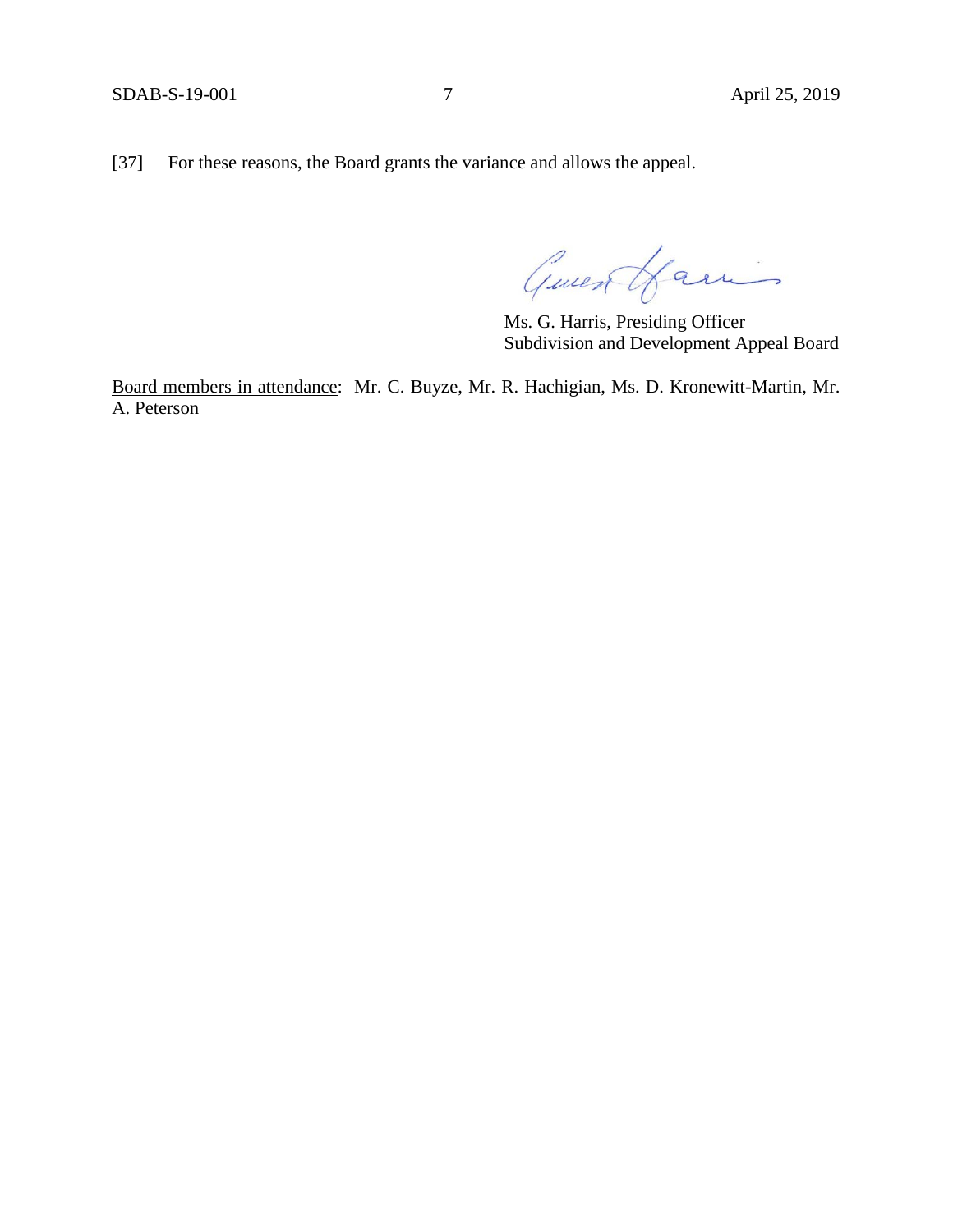[37] For these reasons, the Board grants the variance and allows the appeal.

Ms. G. Harris, Presiding Officer
Subdivision and Development Appeal Board

Board members in attendance: Mr. C. Buyze, Mr. R. Hachigian, Ms. D. Kronewitt-Martin, Mr. A. Peterson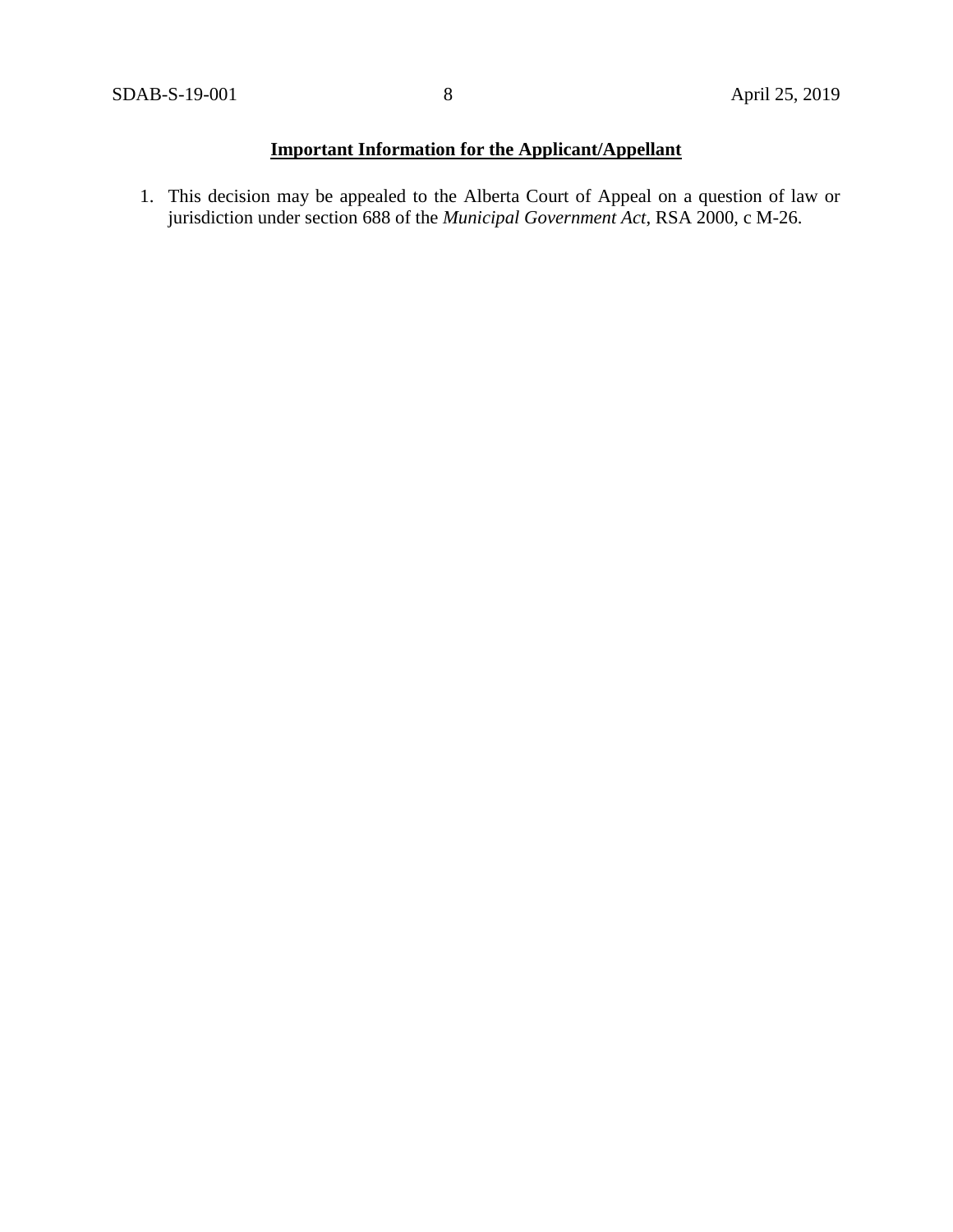**Important Information for the Applicant/Appellant**

1. This decision may be appealed to the Alberta Court of Appeal on a question of law or jurisdiction under section 688 of the *Municipal Government Act*, RSA 2000, c M-26.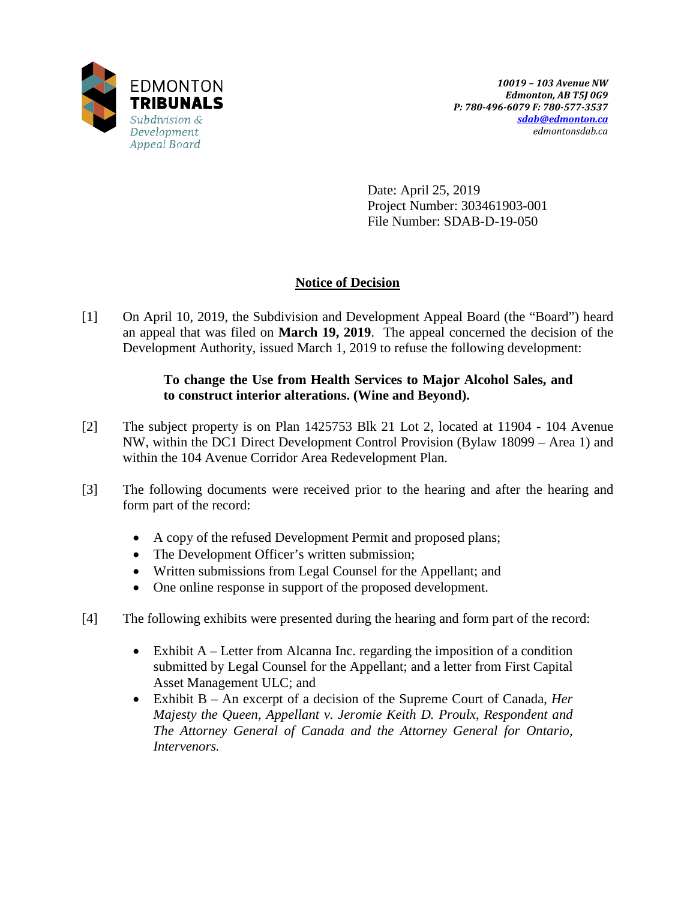EDMONTON TRIBUNALS
Subdivision & Development Appeal Board

*10019 – 103 Avenue NW*
*Edmonton, AB T5J 0G9*
*P: 780-496-6079 F: 780-577-3537*
*sdab@edmonton.ca*
*edmontonsdab.ca*

Date: April 25, 2019
Project Number: 303461903-001
File Number: SDAB-D-19-050

## Notice of Decision

[1] On April 10, 2019, the Subdivision and Development Appeal Board (the "Board") heard an appeal that was filed on **March 19, 2019**. The appeal concerned the decision of the Development Authority, issued March 1, 2019 to refuse the following development:

> **To change the Use from Health Services to Major Alcohol Sales, and to construct interior alterations. (Wine and Beyond).**

[2] The subject property is on Plan 1425753 Blk 21 Lot 2, located at 11904 - 104 Avenue NW, within the DC1 Direct Development Control Provision (Bylaw 18099 – Area 1) and within the 104 Avenue Corridor Area Redevelopment Plan.

[3] The following documents were received prior to the hearing and after the hearing and form part of the record:

- A copy of the refused Development Permit and proposed plans;
- The Development Officer's written submission;
- Written submissions from Legal Counsel for the Appellant; and
- One online response in support of the proposed development.

[4] The following exhibits were presented during the hearing and form part of the record:

- Exhibit A – Letter from Alcanna Inc. regarding the imposition of a condition submitted by Legal Counsel for the Appellant; and a letter from First Capital Asset Management ULC; and
- Exhibit B – An excerpt of a decision of the Supreme Court of Canada, *Her Majesty the Queen, Appellant v. Jeromie Keith D. Proulx, Respondent and The Attorney General of Canada and the Attorney General for Ontario, Intervenors.*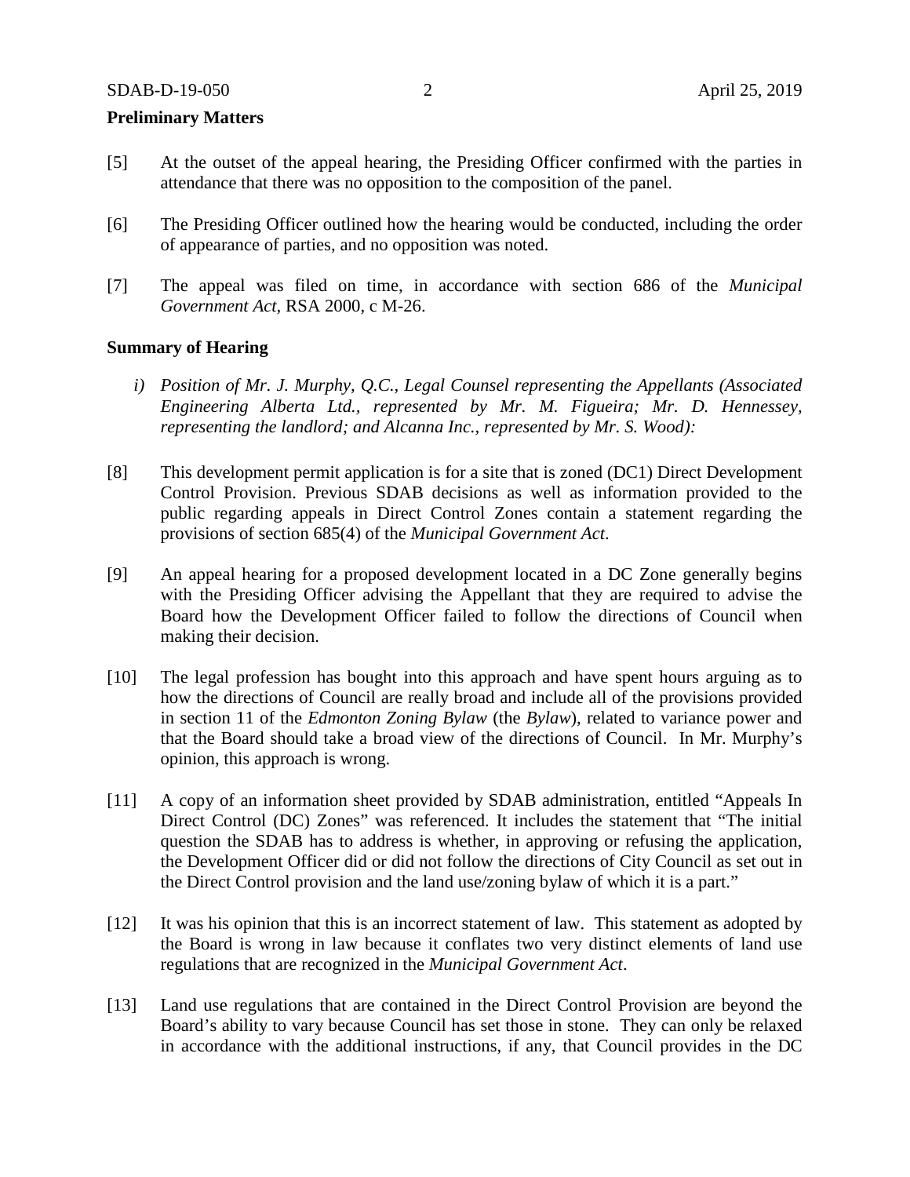**Preliminary Matters**

[5] At the outset of the appeal hearing, the Presiding Officer confirmed with the parties in attendance that there was no opposition to the composition of the panel.

[6] The Presiding Officer outlined how the hearing would be conducted, including the order of appearance of parties, and no opposition was noted.

[7] The appeal was filed on time, in accordance with section 686 of the *Municipal Government Act*, RSA 2000, c M-26.

**Summary of Hearing**

*i) Position of Mr. J. Murphy, Q.C., Legal Counsel representing the Appellants (Associated Engineering Alberta Ltd., represented by Mr. M. Figueira; Mr. D. Hennessey, representing the landlord; and Alcanna Inc., represented by Mr. S. Wood):*

[8] This development permit application is for a site that is zoned (DC1) Direct Development Control Provision. Previous SDAB decisions as well as information provided to the public regarding appeals in Direct Control Zones contain a statement regarding the provisions of section 685(4) of the *Municipal Government Act*.

[9] An appeal hearing for a proposed development located in a DC Zone generally begins with the Presiding Officer advising the Appellant that they are required to advise the Board how the Development Officer failed to follow the directions of Council when making their decision.

[10] The legal profession has bought into this approach and have spent hours arguing as to how the directions of Council are really broad and include all of the provisions provided in section 11 of the *Edmonton Zoning Bylaw* (the *Bylaw*), related to variance power and that the Board should take a broad view of the directions of Council. In Mr. Murphy's opinion, this approach is wrong.

[11] A copy of an information sheet provided by SDAB administration, entitled "Appeals In Direct Control (DC) Zones" was referenced. It includes the statement that "The initial question the SDAB has to address is whether, in approving or refusing the application, the Development Officer did or did not follow the directions of City Council as set out in the Direct Control provision and the land use/zoning bylaw of which it is a part."

[12] It was his opinion that this is an incorrect statement of law. This statement as adopted by the Board is wrong in law because it conflates two very distinct elements of land use regulations that are recognized in the *Municipal Government Act*.

[13] Land use regulations that are contained in the Direct Control Provision are beyond the Board's ability to vary because Council has set those in stone. They can only be relaxed in accordance with the additional instructions, if any, that Council provides in the DC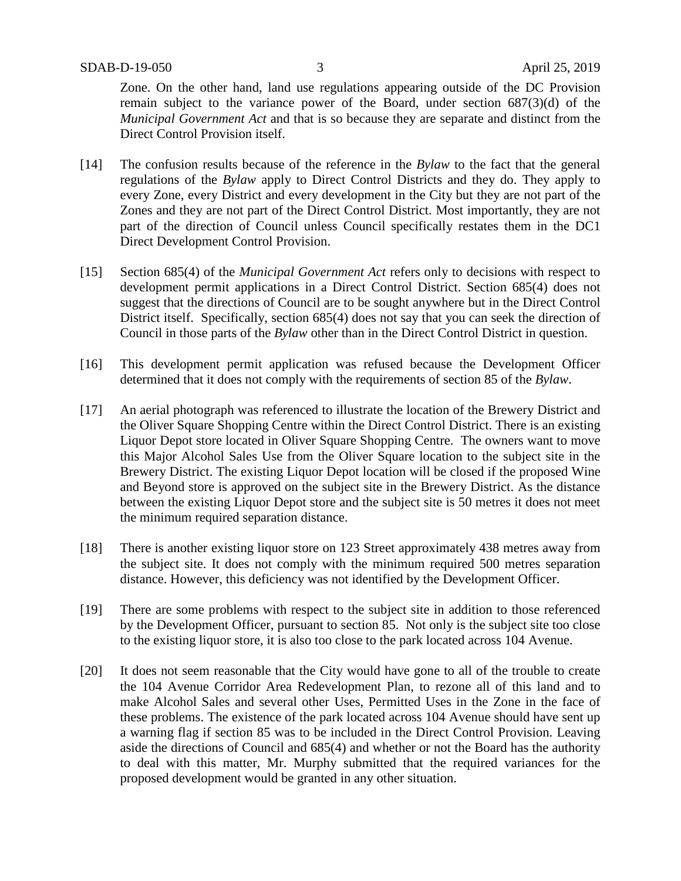Zone. On the other hand, land use regulations appearing outside of the DC Provision remain subject to the variance power of the Board, under section 687(3)(d) of the *Municipal Government Act* and that is so because they are separate and distinct from the Direct Control Provision itself.

[14] The confusion results because of the reference in the *Bylaw* to the fact that the general regulations of the *Bylaw* apply to Direct Control Districts and they do. They apply to every Zone, every District and every development in the City but they are not part of the Zones and they are not part of the Direct Control District. Most importantly, they are not part of the direction of Council unless Council specifically restates them in the DC1 Direct Development Control Provision.

[15] Section 685(4) of the *Municipal Government Act* refers only to decisions with respect to development permit applications in a Direct Control District. Section 685(4) does not suggest that the directions of Council are to be sought anywhere but in the Direct Control District itself. Specifically, section 685(4) does not say that you can seek the direction of Council in those parts of the *Bylaw* other than in the Direct Control District in question.

[16] This development permit application was refused because the Development Officer determined that it does not comply with the requirements of section 85 of the *Bylaw*.

[17] An aerial photograph was referenced to illustrate the location of the Brewery District and the Oliver Square Shopping Centre within the Direct Control District. There is an existing Liquor Depot store located in Oliver Square Shopping Centre. The owners want to move this Major Alcohol Sales Use from the Oliver Square location to the subject site in the Brewery District. The existing Liquor Depot location will be closed if the proposed Wine and Beyond store is approved on the subject site in the Brewery District. As the distance between the existing Liquor Depot store and the subject site is 50 metres it does not meet the minimum required separation distance.

[18] There is another existing liquor store on 123 Street approximately 438 metres away from the subject site. It does not comply with the minimum required 500 metres separation distance. However, this deficiency was not identified by the Development Officer.

[19] There are some problems with respect to the subject site in addition to those referenced by the Development Officer, pursuant to section 85. Not only is the subject site too close to the existing liquor store, it is also too close to the park located across 104 Avenue.

[20] It does not seem reasonable that the City would have gone to all of the trouble to create the 104 Avenue Corridor Area Redevelopment Plan, to rezone all of this land and to make Alcohol Sales and several other Uses, Permitted Uses in the Zone in the face of these problems. The existence of the park located across 104 Avenue should have sent up a warning flag if section 85 was to be included in the Direct Control Provision. Leaving aside the directions of Council and 685(4) and whether or not the Board has the authority to deal with this matter, Mr. Murphy submitted that the required variances for the proposed development would be granted in any other situation.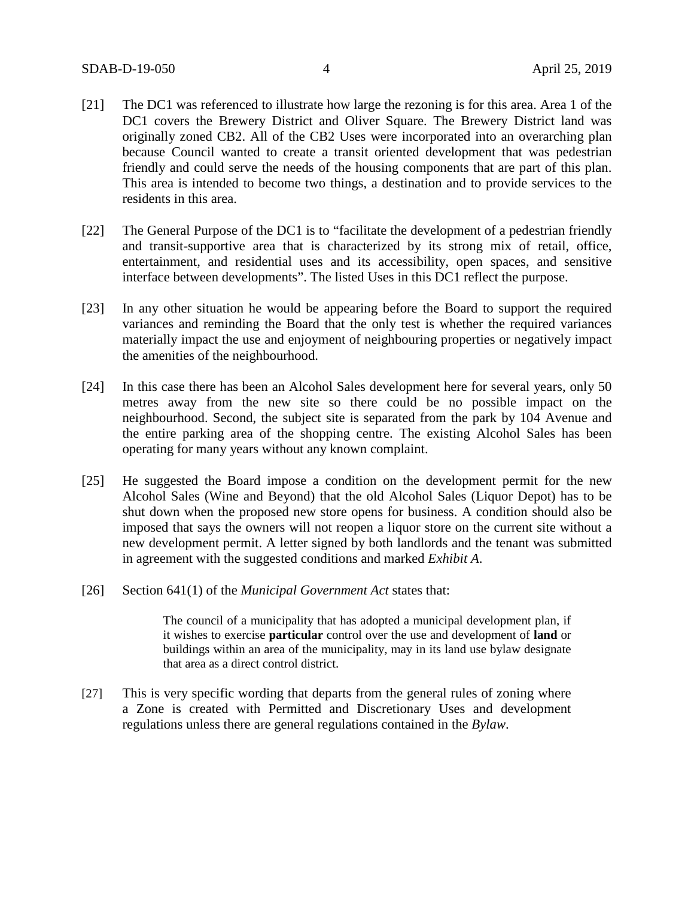[21] The DC1 was referenced to illustrate how large the rezoning is for this area. Area 1 of the DC1 covers the Brewery District and Oliver Square. The Brewery District land was originally zoned CB2. All of the CB2 Uses were incorporated into an overarching plan because Council wanted to create a transit oriented development that was pedestrian friendly and could serve the needs of the housing components that are part of this plan. This area is intended to become two things, a destination and to provide services to the residents in this area.

[22] The General Purpose of the DC1 is to "facilitate the development of a pedestrian friendly and transit-supportive area that is characterized by its strong mix of retail, office, entertainment, and residential uses and its accessibility, open spaces, and sensitive interface between developments". The listed Uses in this DC1 reflect the purpose.

[23] In any other situation he would be appearing before the Board to support the required variances and reminding the Board that the only test is whether the required variances materially impact the use and enjoyment of neighbouring properties or negatively impact the amenities of the neighbourhood.

[24] In this case there has been an Alcohol Sales development here for several years, only 50 metres away from the new site so there could be no possible impact on the neighbourhood. Second, the subject site is separated from the park by 104 Avenue and the entire parking area of the shopping centre. The existing Alcohol Sales has been operating for many years without any known complaint.

[25] He suggested the Board impose a condition on the development permit for the new Alcohol Sales (Wine and Beyond) that the old Alcohol Sales (Liquor Depot) has to be shut down when the proposed new store opens for business. A condition should also be imposed that says the owners will not reopen a liquor store on the current site without a new development permit. A letter signed by both landlords and the tenant was submitted in agreement with the suggested conditions and marked *Exhibit A.*

[26] Section 641(1) of the *Municipal Government Act* states that:

> The council of a municipality that has adopted a municipal development plan, if it wishes to exercise **particular** control over the use and development of **land** or buildings within an area of the municipality, may in its land use bylaw designate that area as a direct control district.

[27] This is very specific wording that departs from the general rules of zoning where a Zone is created with Permitted and Discretionary Uses and development regulations unless there are general regulations contained in the *Bylaw*.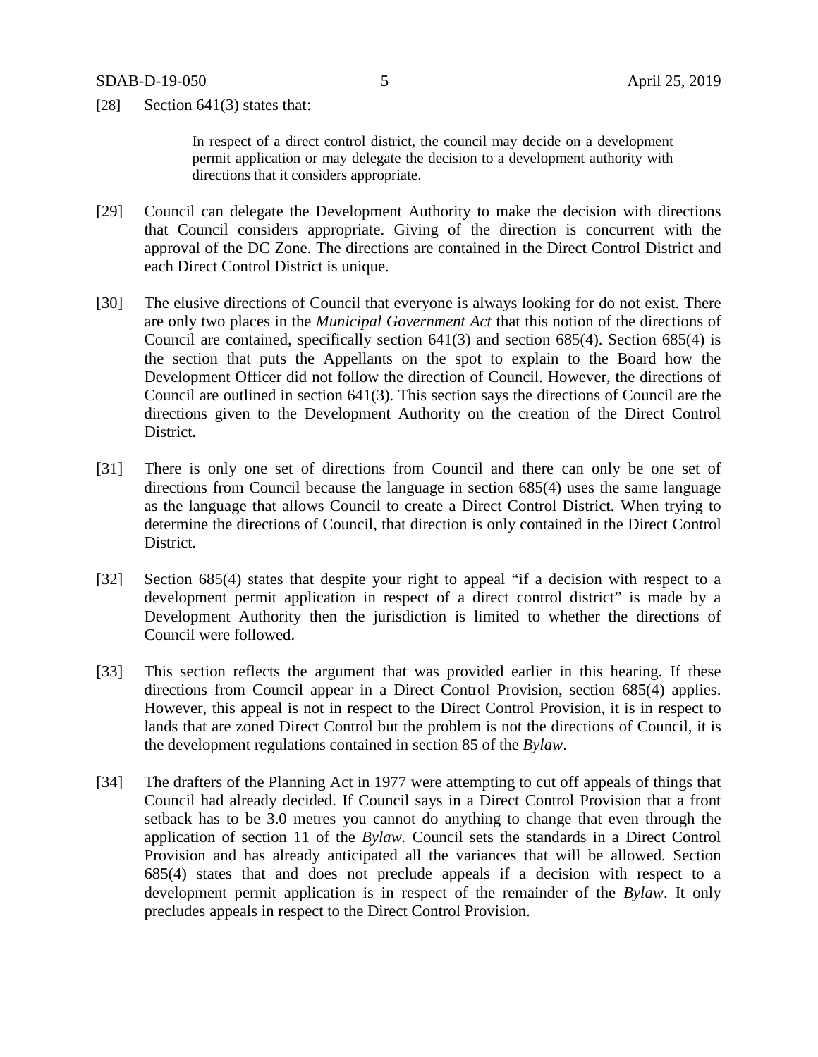[28] Section 641(3) states that:

> In respect of a direct control district, the council may decide on a development permit application or may delegate the decision to a development authority with directions that it considers appropriate.

[29] Council can delegate the Development Authority to make the decision with directions that Council considers appropriate. Giving of the direction is concurrent with the approval of the DC Zone. The directions are contained in the Direct Control District and each Direct Control District is unique.

[30] The elusive directions of Council that everyone is always looking for do not exist. There are only two places in the *Municipal Government Act* that this notion of the directions of Council are contained, specifically section 641(3) and section 685(4). Section 685(4) is the section that puts the Appellants on the spot to explain to the Board how the Development Officer did not follow the direction of Council. However, the directions of Council are outlined in section 641(3). This section says the directions of Council are the directions given to the Development Authority on the creation of the Direct Control District.

[31] There is only one set of directions from Council and there can only be one set of directions from Council because the language in section 685(4) uses the same language as the language that allows Council to create a Direct Control District. When trying to determine the directions of Council, that direction is only contained in the Direct Control District.

[32] Section 685(4) states that despite your right to appeal "if a decision with respect to a development permit application in respect of a direct control district" is made by a Development Authority then the jurisdiction is limited to whether the directions of Council were followed.

[33] This section reflects the argument that was provided earlier in this hearing. If these directions from Council appear in a Direct Control Provision, section 685(4) applies. However, this appeal is not in respect to the Direct Control Provision, it is in respect to lands that are zoned Direct Control but the problem is not the directions of Council, it is the development regulations contained in section 85 of the *Bylaw*.

[34] The drafters of the Planning Act in 1977 were attempting to cut off appeals of things that Council had already decided. If Council says in a Direct Control Provision that a front setback has to be 3.0 metres you cannot do anything to change that even through the application of section 11 of the *Bylaw.* Council sets the standards in a Direct Control Provision and has already anticipated all the variances that will be allowed. Section 685(4) states that and does not preclude appeals if a decision with respect to a development permit application is in respect of the remainder of the *Bylaw*. It only precludes appeals in respect to the Direct Control Provision.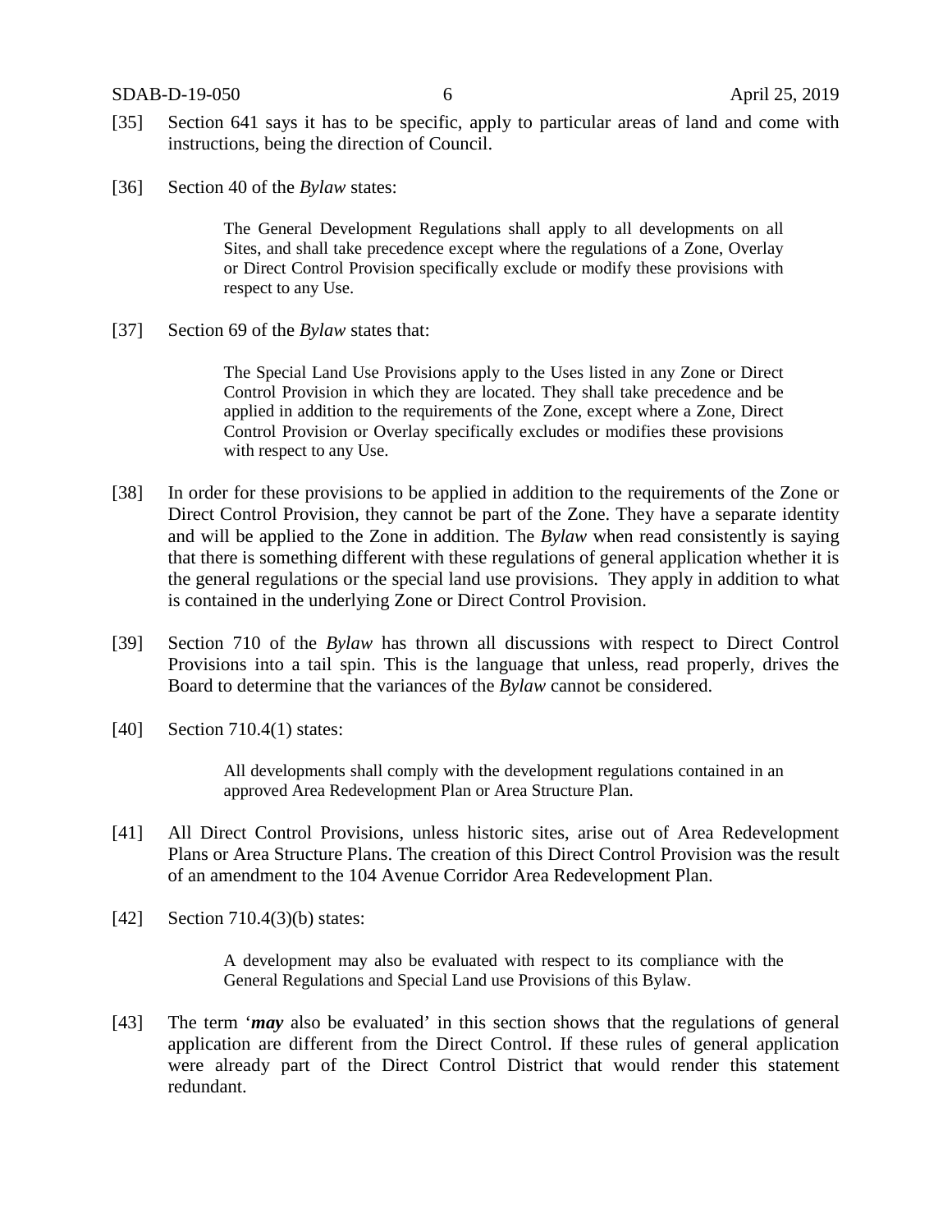[35] Section 641 says it has to be specific, apply to particular areas of land and come with instructions, being the direction of Council.

[36] Section 40 of the *Bylaw* states:

> The General Development Regulations shall apply to all developments on all Sites, and shall take precedence except where the regulations of a Zone, Overlay or Direct Control Provision specifically exclude or modify these provisions with respect to any Use.

[37] Section 69 of the *Bylaw* states that:

> The Special Land Use Provisions apply to the Uses listed in any Zone or Direct Control Provision in which they are located. They shall take precedence and be applied in addition to the requirements of the Zone, except where a Zone, Direct Control Provision or Overlay specifically excludes or modifies these provisions with respect to any Use.

[38] In order for these provisions to be applied in addition to the requirements of the Zone or Direct Control Provision, they cannot be part of the Zone. They have a separate identity and will be applied to the Zone in addition. The *Bylaw* when read consistently is saying that there is something different with these regulations of general application whether it is the general regulations or the special land use provisions. They apply in addition to what is contained in the underlying Zone or Direct Control Provision.

[39] Section 710 of the *Bylaw* has thrown all discussions with respect to Direct Control Provisions into a tail spin. This is the language that unless, read properly, drives the Board to determine that the variances of the *Bylaw* cannot be considered.

[40] Section 710.4(1) states:

> All developments shall comply with the development regulations contained in an approved Area Redevelopment Plan or Area Structure Plan.

[41] All Direct Control Provisions, unless historic sites, arise out of Area Redevelopment Plans or Area Structure Plans. The creation of this Direct Control Provision was the result of an amendment to the 104 Avenue Corridor Area Redevelopment Plan.

[42] Section 710.4(3)(b) states:

> A development may also be evaluated with respect to its compliance with the General Regulations and Special Land use Provisions of this Bylaw.

[43] The term '***may*** also be evaluated' in this section shows that the regulations of general application are different from the Direct Control. If these rules of general application were already part of the Direct Control District that would render this statement redundant.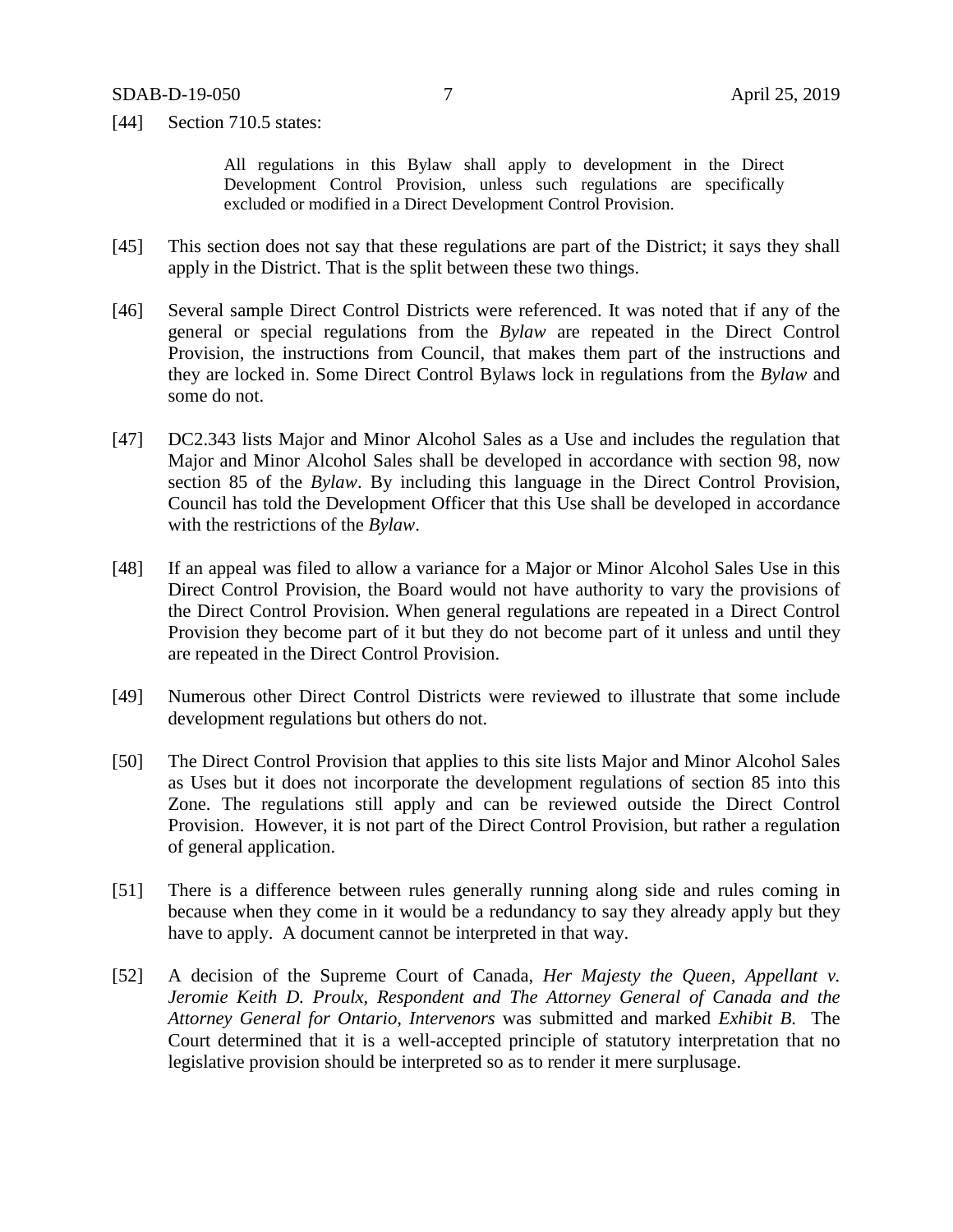[44] Section 710.5 states:

> All regulations in this Bylaw shall apply to development in the Direct Development Control Provision, unless such regulations are specifically excluded or modified in a Direct Development Control Provision.

[45] This section does not say that these regulations are part of the District; it says they shall apply in the District. That is the split between these two things.

[46] Several sample Direct Control Districts were referenced. It was noted that if any of the general or special regulations from the *Bylaw* are repeated in the Direct Control Provision, the instructions from Council, that makes them part of the instructions and they are locked in. Some Direct Control Bylaws lock in regulations from the *Bylaw* and some do not.

[47] DC2.343 lists Major and Minor Alcohol Sales as a Use and includes the regulation that Major and Minor Alcohol Sales shall be developed in accordance with section 98, now section 85 of the *Bylaw*. By including this language in the Direct Control Provision, Council has told the Development Officer that this Use shall be developed in accordance with the restrictions of the *Bylaw*.

[48] If an appeal was filed to allow a variance for a Major or Minor Alcohol Sales Use in this Direct Control Provision, the Board would not have authority to vary the provisions of the Direct Control Provision. When general regulations are repeated in a Direct Control Provision they become part of it but they do not become part of it unless and until they are repeated in the Direct Control Provision.

[49] Numerous other Direct Control Districts were reviewed to illustrate that some include development regulations but others do not.

[50] The Direct Control Provision that applies to this site lists Major and Minor Alcohol Sales as Uses but it does not incorporate the development regulations of section 85 into this Zone. The regulations still apply and can be reviewed outside the Direct Control Provision. However, it is not part of the Direct Control Provision, but rather a regulation of general application.

[51] There is a difference between rules generally running along side and rules coming in because when they come in it would be a redundancy to say they already apply but they have to apply. A document cannot be interpreted in that way.

[52] A decision of the Supreme Court of Canada, *Her Majesty the Queen, Appellant v. Jeromie Keith D. Proulx, Respondent and The Attorney General of Canada and the Attorney General for Ontario, Intervenors* was submitted and marked *Exhibit B*. The Court determined that it is a well-accepted principle of statutory interpretation that no legislative provision should be interpreted so as to render it mere surplusage.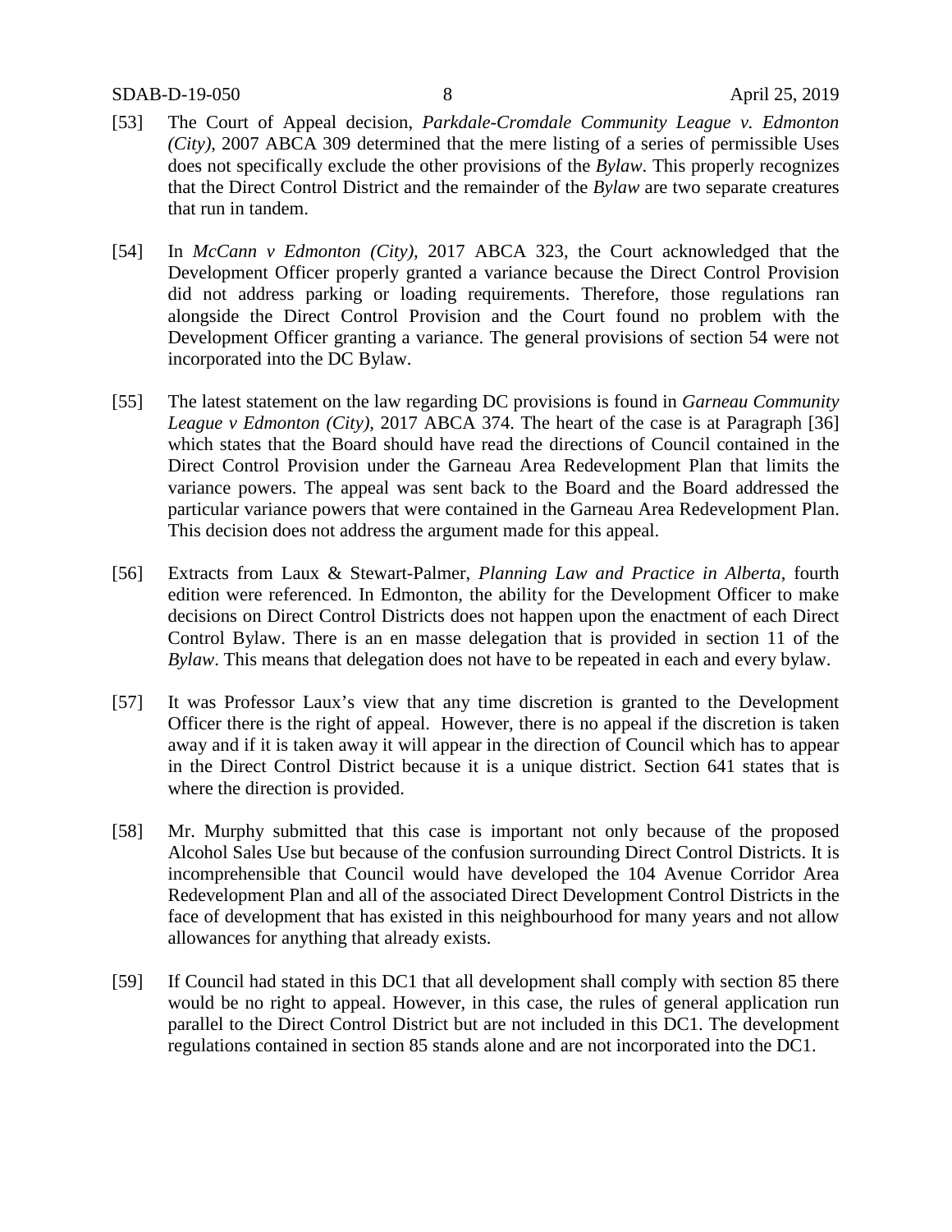[53] The Court of Appeal decision, *Parkdale-Cromdale Community League v. Edmonton (City)*, 2007 ABCA 309 determined that the mere listing of a series of permissible Uses does not specifically exclude the other provisions of the *Bylaw*. This properly recognizes that the Direct Control District and the remainder of the *Bylaw* are two separate creatures that run in tandem.

[54] In *McCann v Edmonton (City)*, 2017 ABCA 323, the Court acknowledged that the Development Officer properly granted a variance because the Direct Control Provision did not address parking or loading requirements. Therefore, those regulations ran alongside the Direct Control Provision and the Court found no problem with the Development Officer granting a variance. The general provisions of section 54 were not incorporated into the DC Bylaw.

[55] The latest statement on the law regarding DC provisions is found in *Garneau Community League v Edmonton (City)*, 2017 ABCA 374. The heart of the case is at Paragraph [36] which states that the Board should have read the directions of Council contained in the Direct Control Provision under the Garneau Area Redevelopment Plan that limits the variance powers. The appeal was sent back to the Board and the Board addressed the particular variance powers that were contained in the Garneau Area Redevelopment Plan. This decision does not address the argument made for this appeal.

[56] Extracts from Laux & Stewart-Palmer, *Planning Law and Practice in Alberta*, fourth edition were referenced. In Edmonton, the ability for the Development Officer to make decisions on Direct Control Districts does not happen upon the enactment of each Direct Control Bylaw. There is an en masse delegation that is provided in section 11 of the *Bylaw*. This means that delegation does not have to be repeated in each and every bylaw.

[57] It was Professor Laux's view that any time discretion is granted to the Development Officer there is the right of appeal. However, there is no appeal if the discretion is taken away and if it is taken away it will appear in the direction of Council which has to appear in the Direct Control District because it is a unique district. Section 641 states that is where the direction is provided.

[58] Mr. Murphy submitted that this case is important not only because of the proposed Alcohol Sales Use but because of the confusion surrounding Direct Control Districts. It is incomprehensible that Council would have developed the 104 Avenue Corridor Area Redevelopment Plan and all of the associated Direct Development Control Districts in the face of development that has existed in this neighbourhood for many years and not allow allowances for anything that already exists.

[59] If Council had stated in this DC1 that all development shall comply with section 85 there would be no right to appeal. However, in this case, the rules of general application run parallel to the Direct Control District but are not included in this DC1. The development regulations contained in section 85 stands alone and are not incorporated into the DC1.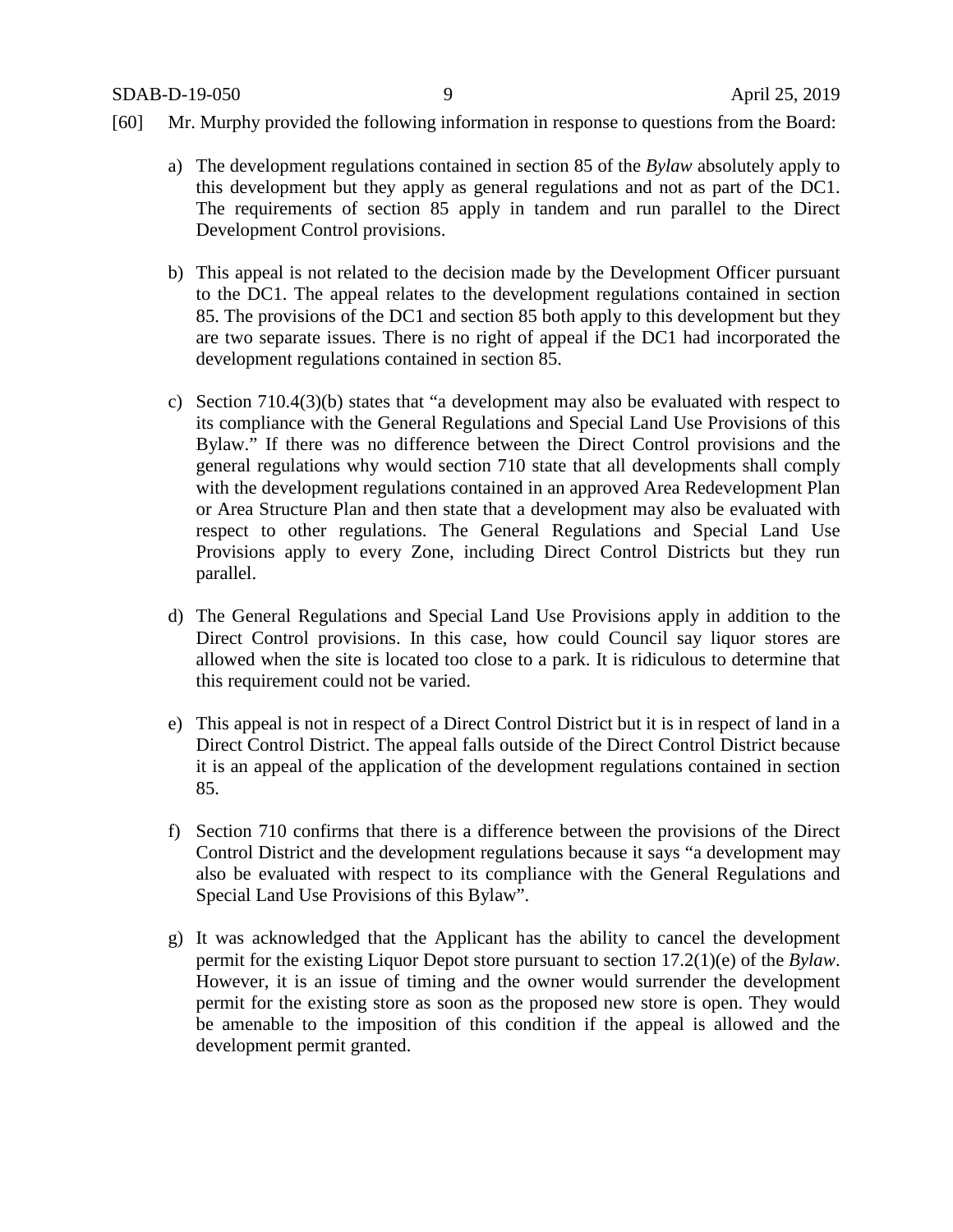[60] Mr. Murphy provided the following information in response to questions from the Board:

a) The development regulations contained in section 85 of the *Bylaw* absolutely apply to this development but they apply as general regulations and not as part of the DC1. The requirements of section 85 apply in tandem and run parallel to the Direct Development Control provisions.

b) This appeal is not related to the decision made by the Development Officer pursuant to the DC1. The appeal relates to the development regulations contained in section 85. The provisions of the DC1 and section 85 both apply to this development but they are two separate issues. There is no right of appeal if the DC1 had incorporated the development regulations contained in section 85.

c) Section 710.4(3)(b) states that "a development may also be evaluated with respect to its compliance with the General Regulations and Special Land Use Provisions of this Bylaw." If there was no difference between the Direct Control provisions and the general regulations why would section 710 state that all developments shall comply with the development regulations contained in an approved Area Redevelopment Plan or Area Structure Plan and then state that a development may also be evaluated with respect to other regulations. The General Regulations and Special Land Use Provisions apply to every Zone, including Direct Control Districts but they run parallel.

d) The General Regulations and Special Land Use Provisions apply in addition to the Direct Control provisions. In this case, how could Council say liquor stores are allowed when the site is located too close to a park. It is ridiculous to determine that this requirement could not be varied.

e) This appeal is not in respect of a Direct Control District but it is in respect of land in a Direct Control District. The appeal falls outside of the Direct Control District because it is an appeal of the application of the development regulations contained in section 85.

f) Section 710 confirms that there is a difference between the provisions of the Direct Control District and the development regulations because it says "a development may also be evaluated with respect to its compliance with the General Regulations and Special Land Use Provisions of this Bylaw".

g) It was acknowledged that the Applicant has the ability to cancel the development permit for the existing Liquor Depot store pursuant to section 17.2(1)(e) of the *Bylaw*. However, it is an issue of timing and the owner would surrender the development permit for the existing store as soon as the proposed new store is open. They would be amenable to the imposition of this condition if the appeal is allowed and the development permit granted.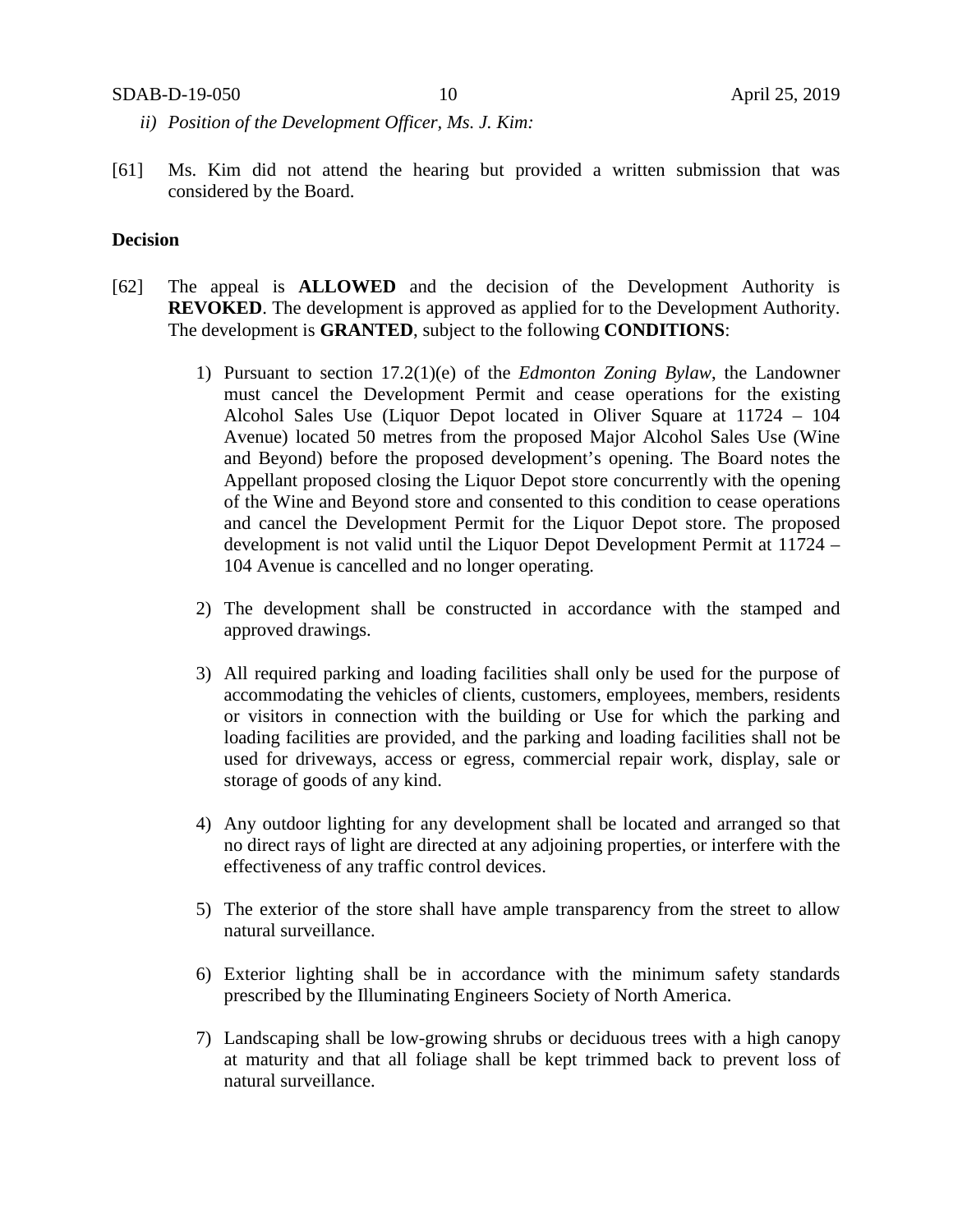*ii) Position of the Development Officer, Ms. J. Kim:*

[61] Ms. Kim did not attend the hearing but provided a written submission that was considered by the Board.

**Decision**

[62] The appeal is **ALLOWED** and the decision of the Development Authority is **REVOKED**. The development is approved as applied for to the Development Authority. The development is **GRANTED**, subject to the following **CONDITIONS**:

1) Pursuant to section 17.2(1)(e) of the *Edmonton Zoning Bylaw*, the Landowner must cancel the Development Permit and cease operations for the existing Alcohol Sales Use (Liquor Depot located in Oliver Square at 11724 – 104 Avenue) located 50 metres from the proposed Major Alcohol Sales Use (Wine and Beyond) before the proposed development's opening. The Board notes the Appellant proposed closing the Liquor Depot store concurrently with the opening of the Wine and Beyond store and consented to this condition to cease operations and cancel the Development Permit for the Liquor Depot store. The proposed development is not valid until the Liquor Depot Development Permit at 11724 – 104 Avenue is cancelled and no longer operating.

2) The development shall be constructed in accordance with the stamped and approved drawings.

3) All required parking and loading facilities shall only be used for the purpose of accommodating the vehicles of clients, customers, employees, members, residents or visitors in connection with the building or Use for which the parking and loading facilities are provided, and the parking and loading facilities shall not be used for driveways, access or egress, commercial repair work, display, sale or storage of goods of any kind.

4) Any outdoor lighting for any development shall be located and arranged so that no direct rays of light are directed at any adjoining properties, or interfere with the effectiveness of any traffic control devices.

5) The exterior of the store shall have ample transparency from the street to allow natural surveillance.

6) Exterior lighting shall be in accordance with the minimum safety standards prescribed by the Illuminating Engineers Society of North America.

7) Landscaping shall be low-growing shrubs or deciduous trees with a high canopy at maturity and that all foliage shall be kept trimmed back to prevent loss of natural surveillance.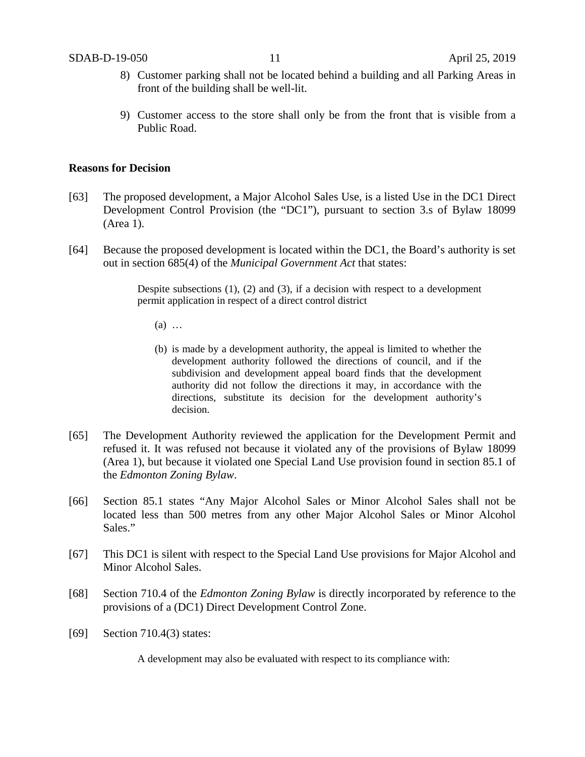8) Customer parking shall not be located behind a building and all Parking Areas in front of the building shall be well-lit.

9) Customer access to the store shall only be from the front that is visible from a Public Road.

**Reasons for Decision**

[63] The proposed development, a Major Alcohol Sales Use, is a listed Use in the DC1 Direct Development Control Provision (the "DC1"), pursuant to section 3.s of Bylaw 18099 (Area 1).

[64] Because the proposed development is located within the DC1, the Board's authority is set out in section 685(4) of the *Municipal Government Act* that states:

> Despite subsections (1), (2) and (3), if a decision with respect to a development permit application in respect of a direct control district
>
> (a) …
>
> (b) is made by a development authority, the appeal is limited to whether the development authority followed the directions of council, and if the subdivision and development appeal board finds that the development authority did not follow the directions it may, in accordance with the directions, substitute its decision for the development authority's decision.

[65] The Development Authority reviewed the application for the Development Permit and refused it. It was refused not because it violated any of the provisions of Bylaw 18099 (Area 1), but because it violated one Special Land Use provision found in section 85.1 of the *Edmonton Zoning Bylaw*.

[66] Section 85.1 states "Any Major Alcohol Sales or Minor Alcohol Sales shall not be located less than 500 metres from any other Major Alcohol Sales or Minor Alcohol Sales."

[67] This DC1 is silent with respect to the Special Land Use provisions for Major Alcohol and Minor Alcohol Sales.

[68] Section 710.4 of the *Edmonton Zoning Bylaw* is directly incorporated by reference to the provisions of a (DC1) Direct Development Control Zone.

[69] Section 710.4(3) states:

> A development may also be evaluated with respect to its compliance with: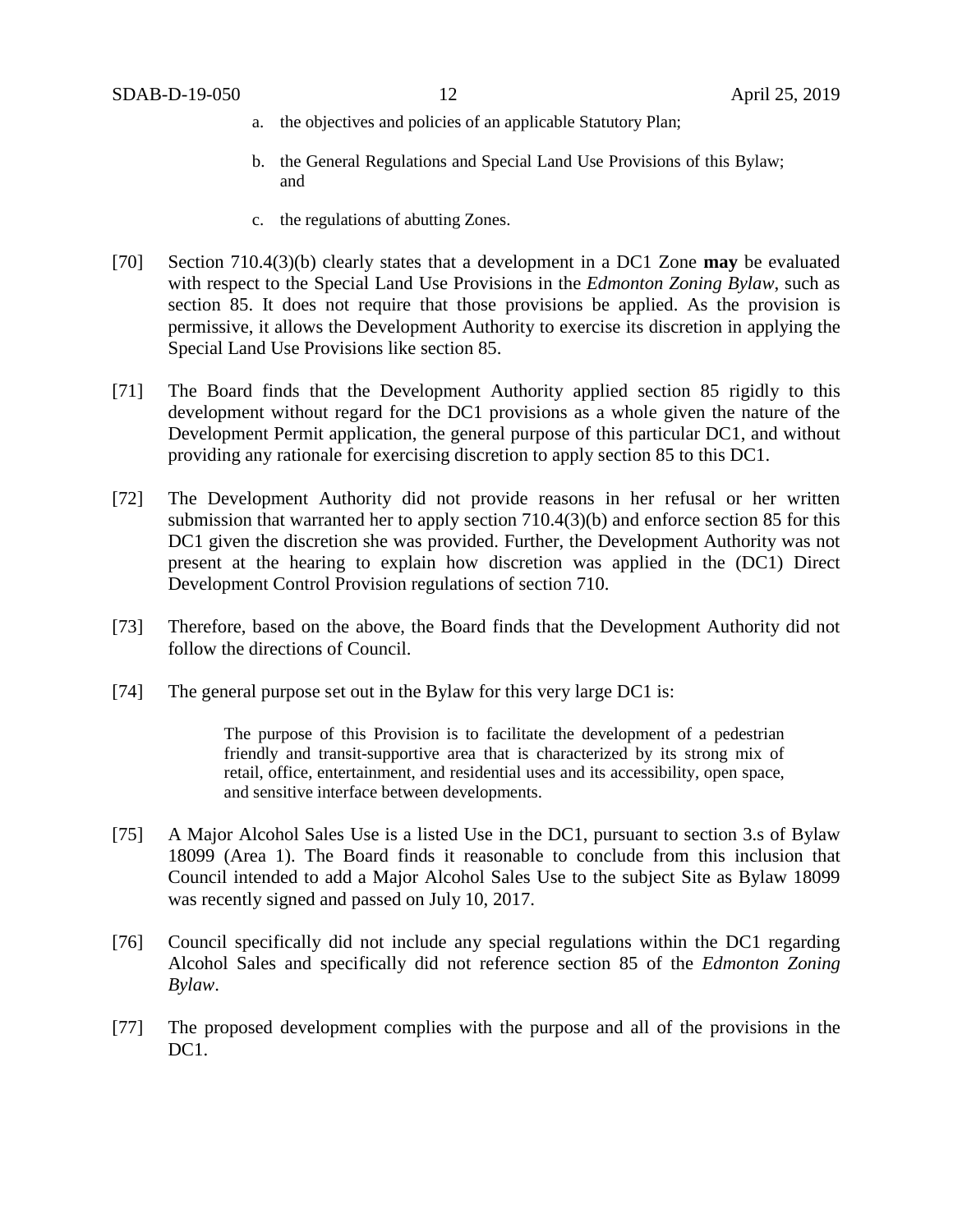a. the objectives and policies of an applicable Statutory Plan;

b. the General Regulations and Special Land Use Provisions of this Bylaw; and

c. the regulations of abutting Zones.

[70] Section 710.4(3)(b) clearly states that a development in a DC1 Zone **may** be evaluated with respect to the Special Land Use Provisions in the *Edmonton Zoning Bylaw*, such as section 85. It does not require that those provisions be applied. As the provision is permissive, it allows the Development Authority to exercise its discretion in applying the Special Land Use Provisions like section 85.

[71] The Board finds that the Development Authority applied section 85 rigidly to this development without regard for the DC1 provisions as a whole given the nature of the Development Permit application, the general purpose of this particular DC1, and without providing any rationale for exercising discretion to apply section 85 to this DC1.

[72] The Development Authority did not provide reasons in her refusal or her written submission that warranted her to apply section 710.4(3)(b) and enforce section 85 for this DC1 given the discretion she was provided. Further, the Development Authority was not present at the hearing to explain how discretion was applied in the (DC1) Direct Development Control Provision regulations of section 710.

[73] Therefore, based on the above, the Board finds that the Development Authority did not follow the directions of Council.

[74] The general purpose set out in the Bylaw for this very large DC1 is:

> The purpose of this Provision is to facilitate the development of a pedestrian friendly and transit-supportive area that is characterized by its strong mix of retail, office, entertainment, and residential uses and its accessibility, open space, and sensitive interface between developments.

[75] A Major Alcohol Sales Use is a listed Use in the DC1, pursuant to section 3.s of Bylaw 18099 (Area 1). The Board finds it reasonable to conclude from this inclusion that Council intended to add a Major Alcohol Sales Use to the subject Site as Bylaw 18099 was recently signed and passed on July 10, 2017.

[76] Council specifically did not include any special regulations within the DC1 regarding Alcohol Sales and specifically did not reference section 85 of the *Edmonton Zoning Bylaw*.

[77] The proposed development complies with the purpose and all of the provisions in the DC1.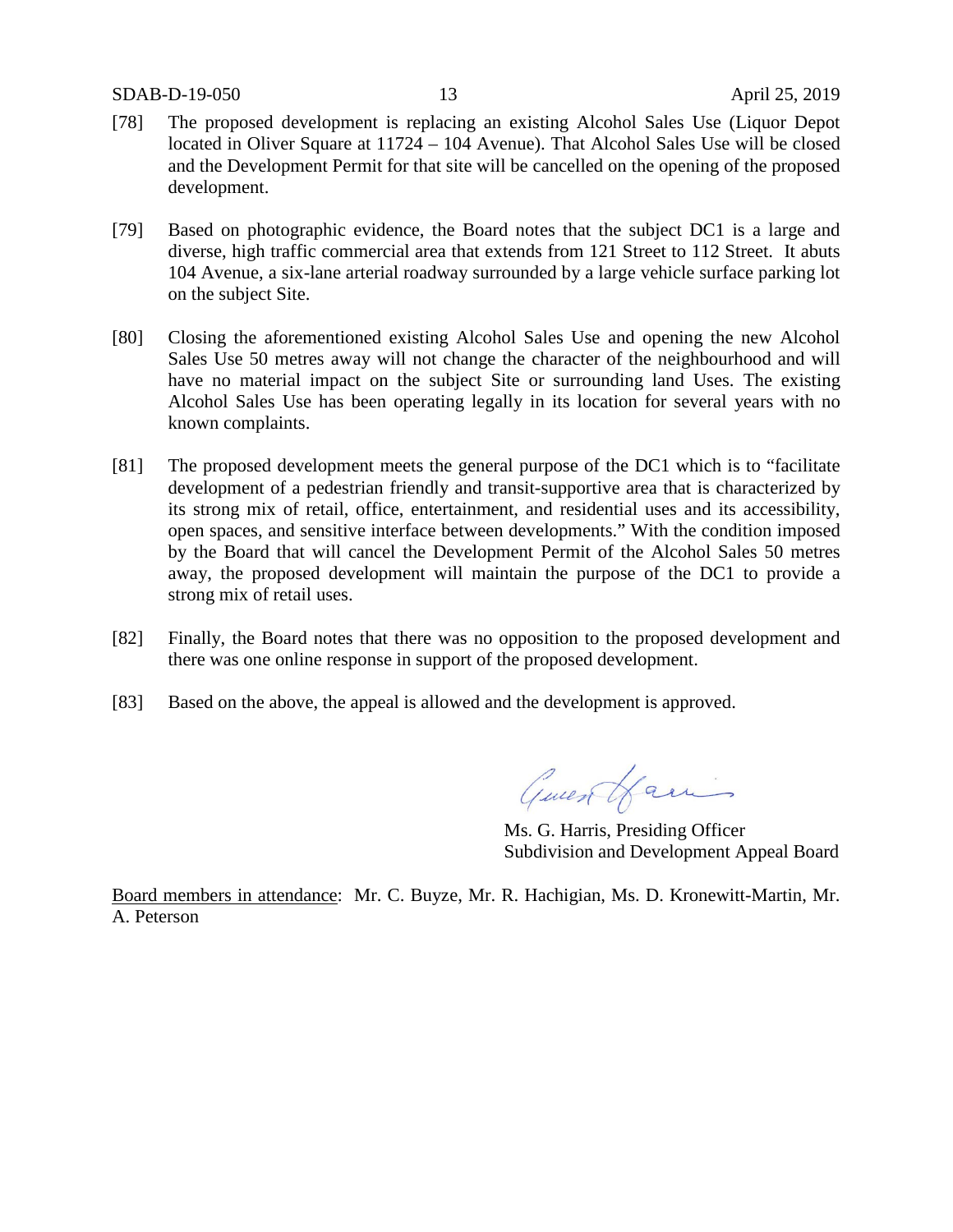[78] The proposed development is replacing an existing Alcohol Sales Use (Liquor Depot located in Oliver Square at 11724 – 104 Avenue). That Alcohol Sales Use will be closed and the Development Permit for that site will be cancelled on the opening of the proposed development.

[79] Based on photographic evidence, the Board notes that the subject DC1 is a large and diverse, high traffic commercial area that extends from 121 Street to 112 Street. It abuts 104 Avenue, a six-lane arterial roadway surrounded by a large vehicle surface parking lot on the subject Site.

[80] Closing the aforementioned existing Alcohol Sales Use and opening the new Alcohol Sales Use 50 metres away will not change the character of the neighbourhood and will have no material impact on the subject Site or surrounding land Uses. The existing Alcohol Sales Use has been operating legally in its location for several years with no known complaints.

[81] The proposed development meets the general purpose of the DC1 which is to "facilitate development of a pedestrian friendly and transit-supportive area that is characterized by its strong mix of retail, office, entertainment, and residential uses and its accessibility, open spaces, and sensitive interface between developments." With the condition imposed by the Board that will cancel the Development Permit of the Alcohol Sales 50 metres away, the proposed development will maintain the purpose of the DC1 to provide a strong mix of retail uses.

[82] Finally, the Board notes that there was no opposition to the proposed development and there was one online response in support of the proposed development.

[83] Based on the above, the appeal is allowed and the development is approved.

Ms. G. Harris, Presiding Officer
Subdivision and Development Appeal Board

Board members in attendance: Mr. C. Buyze, Mr. R. Hachigian, Ms. D. Kronewitt-Martin, Mr. A. Peterson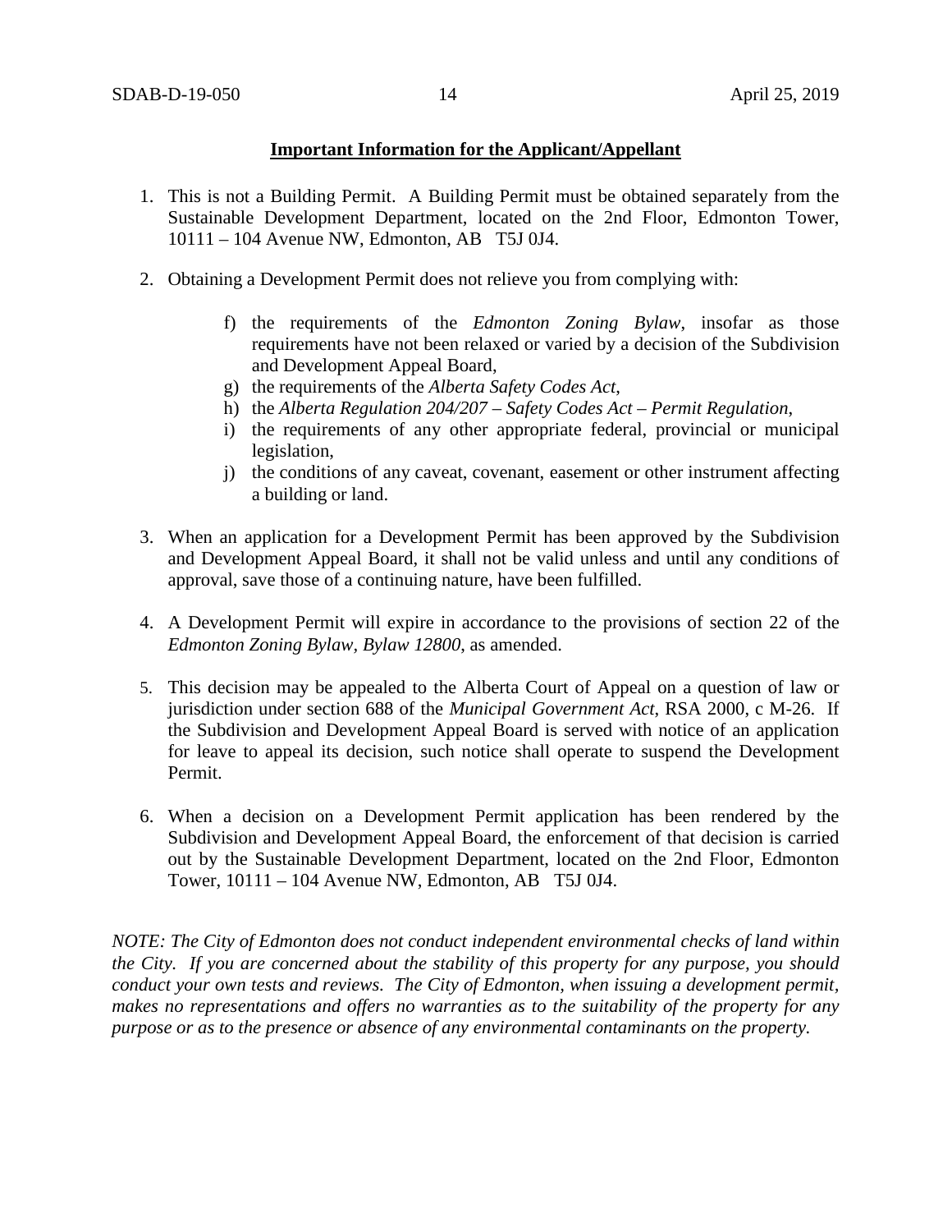**Important Information for the Applicant/Appellant**

1. This is not a Building Permit. A Building Permit must be obtained separately from the Sustainable Development Department, located on the 2nd Floor, Edmonton Tower, 10111 – 104 Avenue NW, Edmonton, AB T5J 0J4.

2. Obtaining a Development Permit does not relieve you from complying with:

   f) the requirements of the *Edmonton Zoning Bylaw*, insofar as those requirements have not been relaxed or varied by a decision of the Subdivision and Development Appeal Board,
   g) the requirements of the *Alberta Safety Codes Act*,
   h) the *Alberta Regulation 204/207 – Safety Codes Act – Permit Regulation*,
   i) the requirements of any other appropriate federal, provincial or municipal legislation,
   j) the conditions of any caveat, covenant, easement or other instrument affecting a building or land.

3. When an application for a Development Permit has been approved by the Subdivision and Development Appeal Board, it shall not be valid unless and until any conditions of approval, save those of a continuing nature, have been fulfilled.

4. A Development Permit will expire in accordance to the provisions of section 22 of the *Edmonton Zoning Bylaw, Bylaw 12800*, as amended.

5. This decision may be appealed to the Alberta Court of Appeal on a question of law or jurisdiction under section 688 of the *Municipal Government Act*, RSA 2000, c M-26. If the Subdivision and Development Appeal Board is served with notice of an application for leave to appeal its decision, such notice shall operate to suspend the Development Permit.

6. When a decision on a Development Permit application has been rendered by the Subdivision and Development Appeal Board, the enforcement of that decision is carried out by the Sustainable Development Department, located on the 2nd Floor, Edmonton Tower, 10111 – 104 Avenue NW, Edmonton, AB T5J 0J4.

*NOTE: The City of Edmonton does not conduct independent environmental checks of land within the City. If you are concerned about the stability of this property for any purpose, you should conduct your own tests and reviews. The City of Edmonton, when issuing a development permit, makes no representations and offers no warranties as to the suitability of the property for any purpose or as to the presence or absence of any environmental contaminants on the property.*